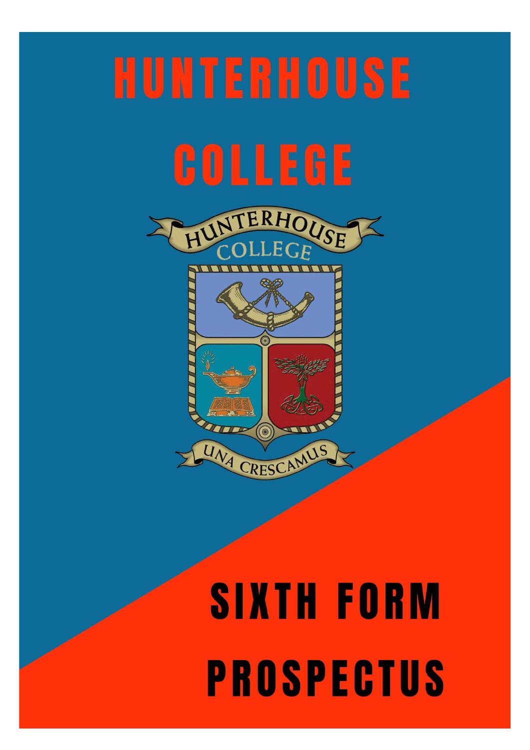# HUNTERHOUSE COLLEGE

HUNTERHOUSE COLLEGE

UNA CRESCAMUS

# SIXTH FORM PROSPECTUS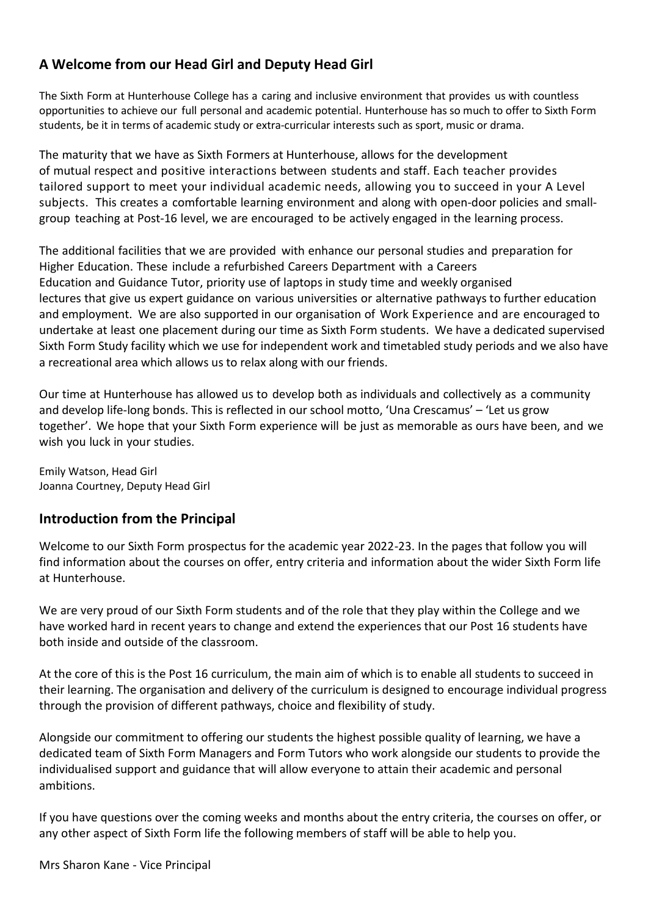## A Welcome from our Head Girl and Deputy Head Girl

The Sixth Form at Hunterhouse College has a caring and inclusive environment that provides us with countless opportunities to achieve our full personal and academic potential. Hunterhouse has so much to offer to Sixth Form students, be it in terms of academic study or extra-curricular interests such as sport, music or drama.

The maturity that we have as Sixth Formers at Hunterhouse, allows for the development of mutual respect and positive interactions between students and staff. Each teacher provides tailored support to meet your individual academic needs, allowing you to succeed in your A Level subjects. This creates a comfortable learning environment and along with open-door policies and small-group teaching at Post-16 level, we are encouraged to be actively engaged in the learning process.

The additional facilities that we are provided with enhance our personal studies and preparation for Higher Education. These include a refurbished Careers Department with a Careers Education and Guidance Tutor, priority use of laptops in study time and weekly organised lectures that give us expert guidance on various universities or alternative pathways to further education and employment. We are also supported in our organisation of Work Experience and are encouraged to undertake at least one placement during our time as Sixth Form students. We have a dedicated supervised Sixth Form Study facility which we use for independent work and timetabled study periods and we also have a recreational area which allows us to relax along with our friends.

Our time at Hunterhouse has allowed us to develop both as individuals and collectively as a community and develop life-long bonds. This is reflected in our school motto, 'Una Crescamus' – 'Let us grow together'. We hope that your Sixth Form experience will be just as memorable as ours have been, and we wish you luck in your studies.

Emily Watson, Head Girl
Joanna Courtney, Deputy Head Girl

## Introduction from the Principal

Welcome to our Sixth Form prospectus for the academic year 2022-23. In the pages that follow you will find information about the courses on offer, entry criteria and information about the wider Sixth Form life at Hunterhouse.

We are very proud of our Sixth Form students and of the role that they play within the College and we have worked hard in recent years to change and extend the experiences that our Post 16 students have both inside and outside of the classroom.

At the core of this is the Post 16 curriculum, the main aim of which is to enable all students to succeed in their learning. The organisation and delivery of the curriculum is designed to encourage individual progress through the provision of different pathways, choice and flexibility of study.

Alongside our commitment to offering our students the highest possible quality of learning, we have a dedicated team of Sixth Form Managers and Form Tutors who work alongside our students to provide the individualised support and guidance that will allow everyone to attain their academic and personal ambitions.

If you have questions over the coming weeks and months about the entry criteria, the courses on offer, or any other aspect of Sixth Form life the following members of staff will be able to help you.

Mrs Sharon Kane - Vice Principal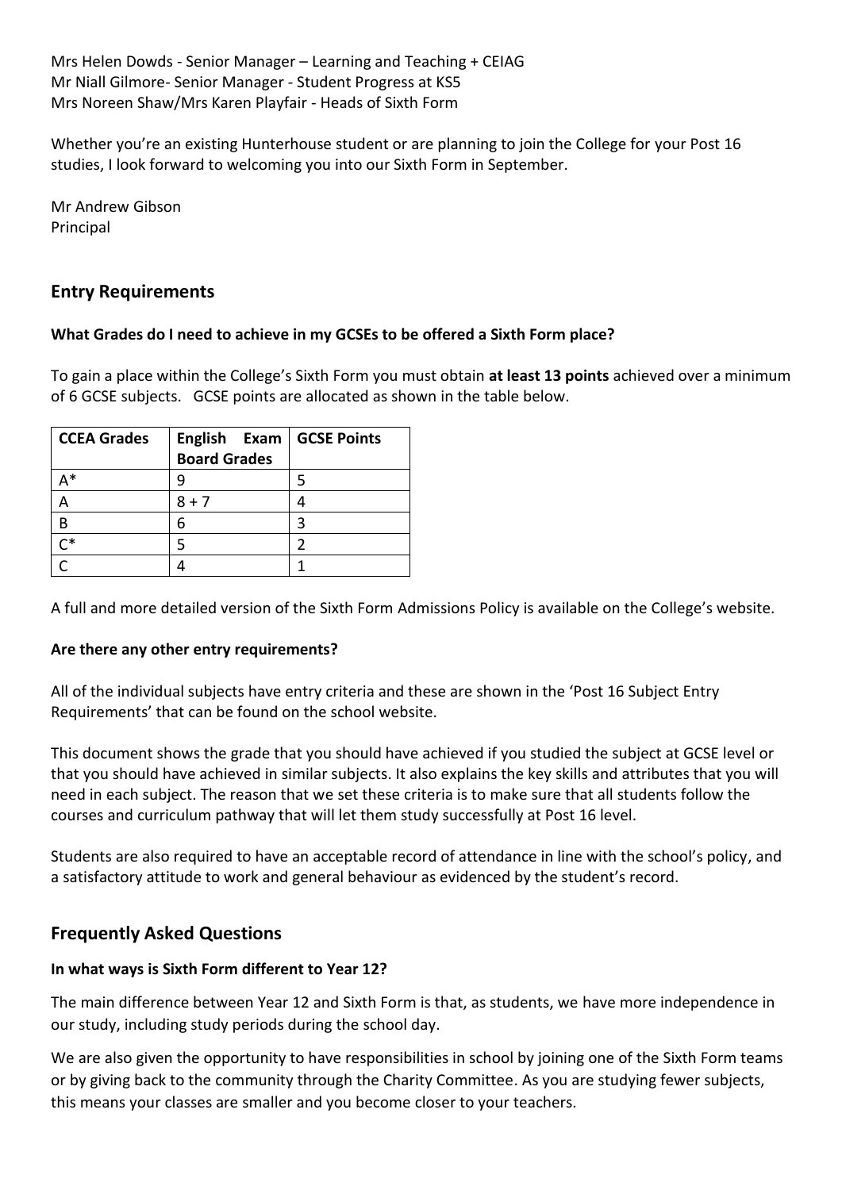Mrs Helen Dowds - Senior Manager – Learning and Teaching + CEIAG
Mr Niall Gilmore- Senior Manager - Student Progress at KS5
Mrs Noreen Shaw/Mrs Karen Playfair - Heads of Sixth Form

Whether you're an existing Hunterhouse student or are planning to join the College for your Post 16 studies, I look forward to welcoming you into our Sixth Form in September.

Mr Andrew Gibson
Principal

## Entry Requirements

**What Grades do I need to achieve in my GCSEs to be offered a Sixth Form place?**

To gain a place within the College's Sixth Form you must obtain **at least 13 points** achieved over a minimum of 6 GCSE subjects. GCSE points are allocated as shown in the table below.

| CCEA Grades | English Exam Board Grades | GCSE Points |
|---|---|---|
| A* | 9 | 5 |
| A | 8 + 7 | 4 |
| B | 6 | 3 |
| C* | 5 | 2 |
| C | 4 | 1 |

A full and more detailed version of the Sixth Form Admissions Policy is available on the College's website.

**Are there any other entry requirements?**

All of the individual subjects have entry criteria and these are shown in the 'Post 16 Subject Entry Requirements' that can be found on the school website.

This document shows the grade that you should have achieved if you studied the subject at GCSE level or that you should have achieved in similar subjects. It also explains the key skills and attributes that you will need in each subject. The reason that we set these criteria is to make sure that all students follow the courses and curriculum pathway that will let them study successfully at Post 16 level.

Students are also required to have an acceptable record of attendance in line with the school's policy, and a satisfactory attitude to work and general behaviour as evidenced by the student's record.

## Frequently Asked Questions

**In what ways is Sixth Form different to Year 12?**

The main difference between Year 12 and Sixth Form is that, as students, we have more independence in our study, including study periods during the school day.

We are also given the opportunity to have responsibilities in school by joining one of the Sixth Form teams or by giving back to the community through the Charity Committee. As you are studying fewer subjects, this means your classes are smaller and you become closer to your teachers.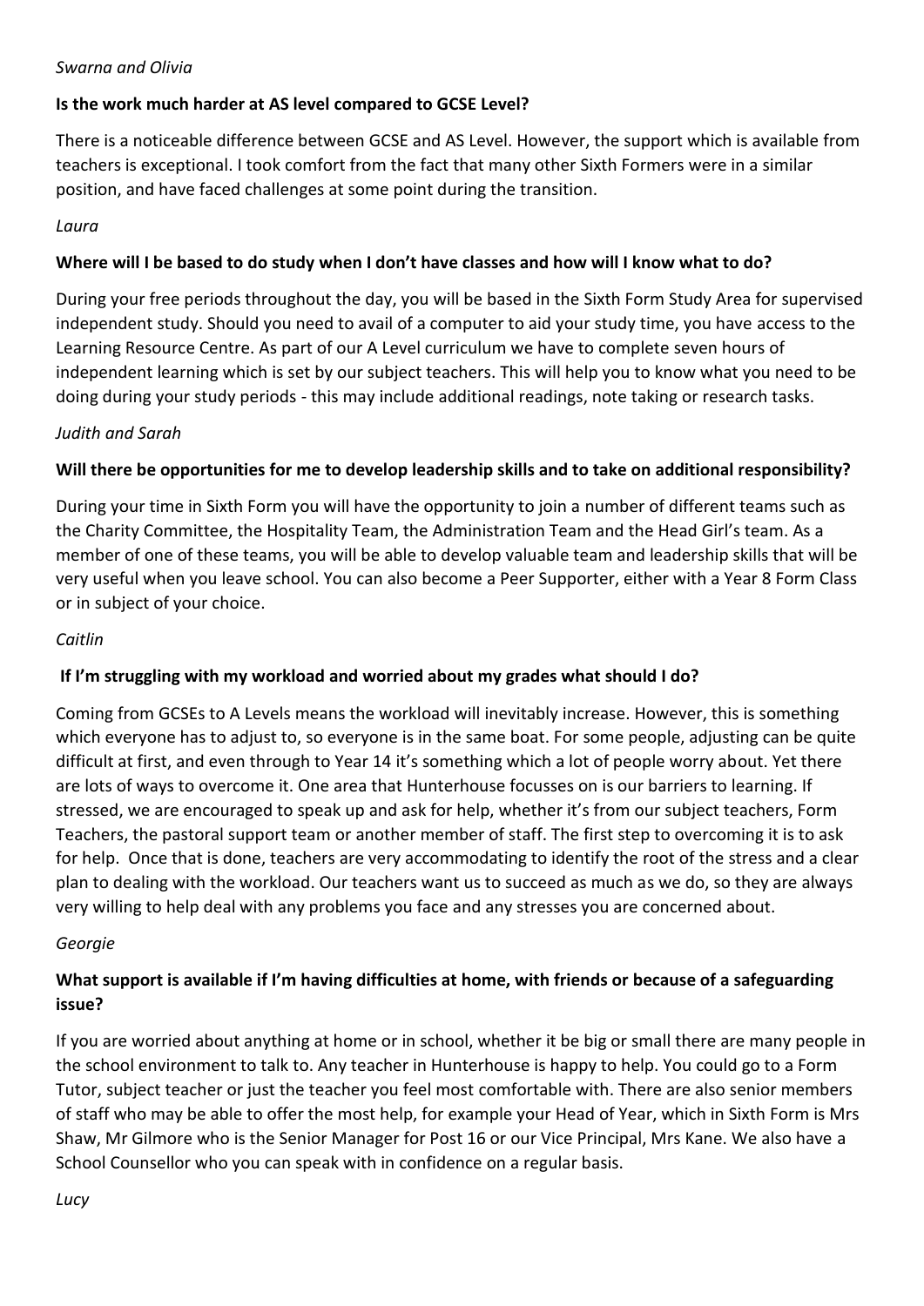*Swarna and Olivia*

**Is the work much harder at AS level compared to GCSE Level?**

There is a noticeable difference between GCSE and AS Level. However, the support which is available from teachers is exceptional. I took comfort from the fact that many other Sixth Formers were in a similar position, and have faced challenges at some point during the transition.

*Laura*

**Where will I be based to do study when I don't have classes and how will I know what to do?**

During your free periods throughout the day, you will be based in the Sixth Form Study Area for supervised independent study. Should you need to avail of a computer to aid your study time, you have access to the Learning Resource Centre. As part of our A Level curriculum we have to complete seven hours of independent learning which is set by our subject teachers. This will help you to know what you need to be doing during your study periods - this may include additional readings, note taking or research tasks.

*Judith and Sarah*

**Will there be opportunities for me to develop leadership skills and to take on additional responsibility?**

During your time in Sixth Form you will have the opportunity to join a number of different teams such as the Charity Committee, the Hospitality Team, the Administration Team and the Head Girl's team. As a member of one of these teams, you will be able to develop valuable team and leadership skills that will be very useful when you leave school. You can also become a Peer Supporter, either with a Year 8 Form Class or in subject of your choice.

*Caitlin*

**If I'm struggling with my workload and worried about my grades what should I do?**

Coming from GCSEs to A Levels means the workload will inevitably increase. However, this is something which everyone has to adjust to, so everyone is in the same boat. For some people, adjusting can be quite difficult at first, and even through to Year 14 it's something which a lot of people worry about. Yet there are lots of ways to overcome it. One area that Hunterhouse focusses on is our barriers to learning. If stressed, we are encouraged to speak up and ask for help, whether it's from our subject teachers, Form Teachers, the pastoral support team or another member of staff. The first step to overcoming it is to ask for help. Once that is done, teachers are very accommodating to identify the root of the stress and a clear plan to dealing with the workload. Our teachers want us to succeed as much as we do, so they are always very willing to help deal with any problems you face and any stresses you are concerned about.

*Georgie*

**What support is available if I'm having difficulties at home, with friends or because of a safeguarding issue?**

If you are worried about anything at home or in school, whether it be big or small there are many people in the school environment to talk to. Any teacher in Hunterhouse is happy to help. You could go to a Form Tutor, subject teacher or just the teacher you feel most comfortable with. There are also senior members of staff who may be able to offer the most help, for example your Head of Year, which in Sixth Form is Mrs Shaw, Mr Gilmore who is the Senior Manager for Post 16 or our Vice Principal, Mrs Kane. We also have a School Counsellor who you can speak with in confidence on a regular basis.

*Lucy*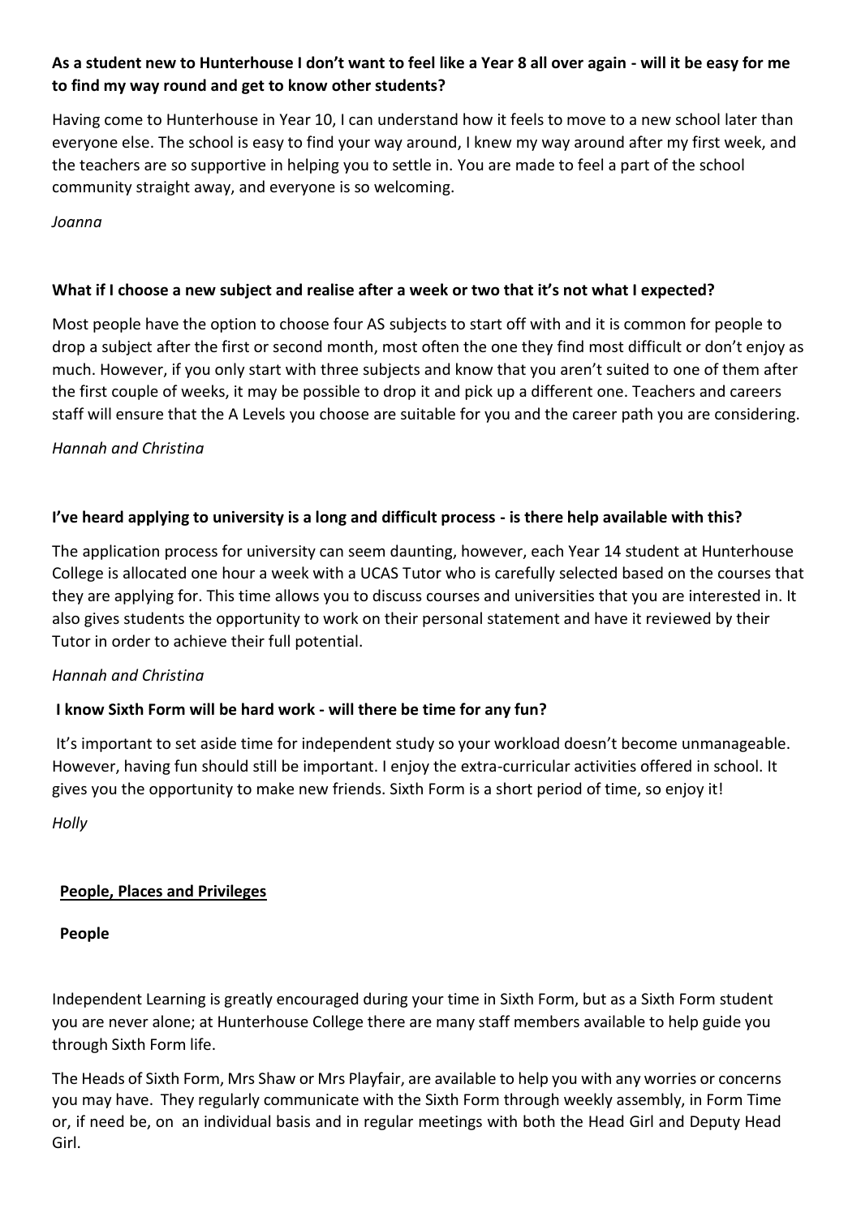**As a student new to Hunterhouse I don't want to feel like a Year 8 all over again - will it be easy for me to find my way round and get to know other students?**

Having come to Hunterhouse in Year 10, I can understand how it feels to move to a new school later than everyone else. The school is easy to find your way around, I knew my way around after my first week, and the teachers are so supportive in helping you to settle in. You are made to feel a part of the school community straight away, and everyone is so welcoming.

*Joanna*

**What if I choose a new subject and realise after a week or two that it's not what I expected?**

Most people have the option to choose four AS subjects to start off with and it is common for people to drop a subject after the first or second month, most often the one they find most difficult or don't enjoy as much. However, if you only start with three subjects and know that you aren't suited to one of them after the first couple of weeks, it may be possible to drop it and pick up a different one. Teachers and careers staff will ensure that the A Levels you choose are suitable for you and the career path you are considering.

*Hannah and Christina*

**I've heard applying to university is a long and difficult process - is there help available with this?**

The application process for university can seem daunting, however, each Year 14 student at Hunterhouse College is allocated one hour a week with a UCAS Tutor who is carefully selected based on the courses that they are applying for. This time allows you to discuss courses and universities that you are interested in. It also gives students the opportunity to work on their personal statement and have it reviewed by their Tutor in order to achieve their full potential.

*Hannah and Christina*

**I know Sixth Form will be hard work - will there be time for any fun?**

It's important to set aside time for independent study so your workload doesn't become unmanageable. However, having fun should still be important. I enjoy the extra-curricular activities offered in school. It gives you the opportunity to make new friends. Sixth Form is a short period of time, so enjoy it!

*Holly*

## People, Places and Privileges

### People

Independent Learning is greatly encouraged during your time in Sixth Form, but as a Sixth Form student you are never alone; at Hunterhouse College there are many staff members available to help guide you through Sixth Form life.

The Heads of Sixth Form, Mrs Shaw or Mrs Playfair, are available to help you with any worries or concerns you may have. They regularly communicate with the Sixth Form through weekly assembly, in Form Time or, if need be, on an individual basis and in regular meetings with both the Head Girl and Deputy Head Girl.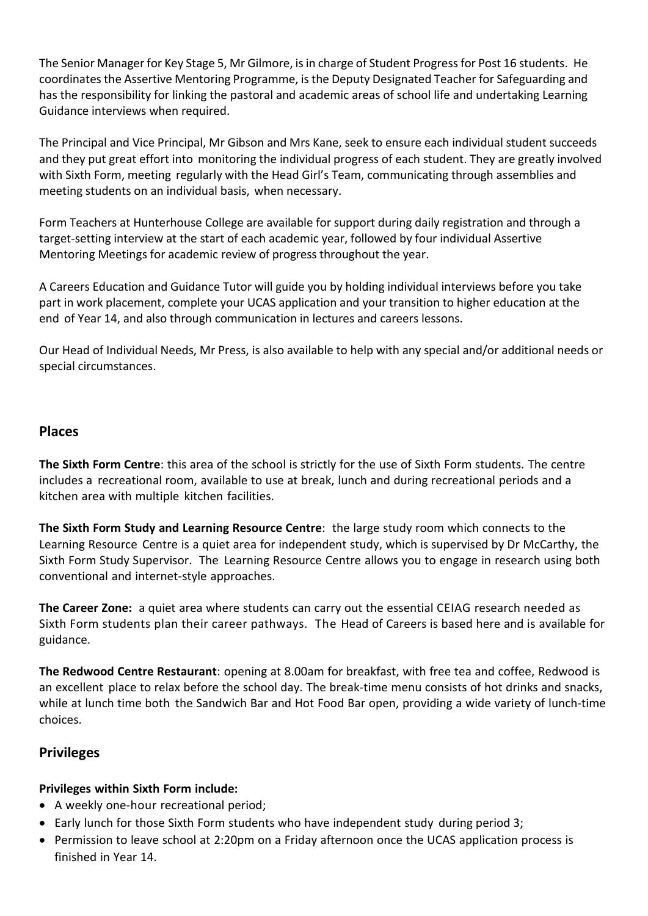The Senior Manager for Key Stage 5, Mr Gilmore, is in charge of Student Progress for Post 16 students. He coordinates the Assertive Mentoring Programme, is the Deputy Designated Teacher for Safeguarding and has the responsibility for linking the pastoral and academic areas of school life and undertaking Learning Guidance interviews when required.

The Principal and Vice Principal, Mr Gibson and Mrs Kane, seek to ensure each individual student succeeds and they put great effort into monitoring the individual progress of each student. They are greatly involved with Sixth Form, meeting regularly with the Head Girl's Team, communicating through assemblies and meeting students on an individual basis, when necessary.

Form Teachers at Hunterhouse College are available for support during daily registration and through a target-setting interview at the start of each academic year, followed by four individual Assertive Mentoring Meetings for academic review of progress throughout the year.

A Careers Education and Guidance Tutor will guide you by holding individual interviews before you take part in work placement, complete your UCAS application and your transition to higher education at the end of Year 14, and also through communication in lectures and careers lessons.

Our Head of Individual Needs, Mr Press, is also available to help with any special and/or additional needs or special circumstances.

## Places

**The Sixth Form Centre**: this area of the school is strictly for the use of Sixth Form students. The centre includes a recreational room, available to use at break, lunch and during recreational periods and a kitchen area with multiple kitchen facilities.

**The Sixth Form Study and Learning Resource Centre**: the large study room which connects to the Learning Resource Centre is a quiet area for independent study, which is supervised by Dr McCarthy, the Sixth Form Study Supervisor. The Learning Resource Centre allows you to engage in research using both conventional and internet-style approaches.

**The Career Zone:** a quiet area where students can carry out the essential CEIAG research needed as Sixth Form students plan their career pathways. The Head of Careers is based here and is available for guidance.

**The Redwood Centre Restaurant**: opening at 8.00am for breakfast, with free tea and coffee, Redwood is an excellent place to relax before the school day. The break-time menu consists of hot drinks and snacks, while at lunch time both the Sandwich Bar and Hot Food Bar open, providing a wide variety of lunch-time choices.

## Privileges

**Privileges within Sixth Form include:**

- A weekly one-hour recreational period;
- Early lunch for those Sixth Form students who have independent study during period 3;
- Permission to leave school at 2:20pm on a Friday afternoon once the UCAS application process is finished in Year 14.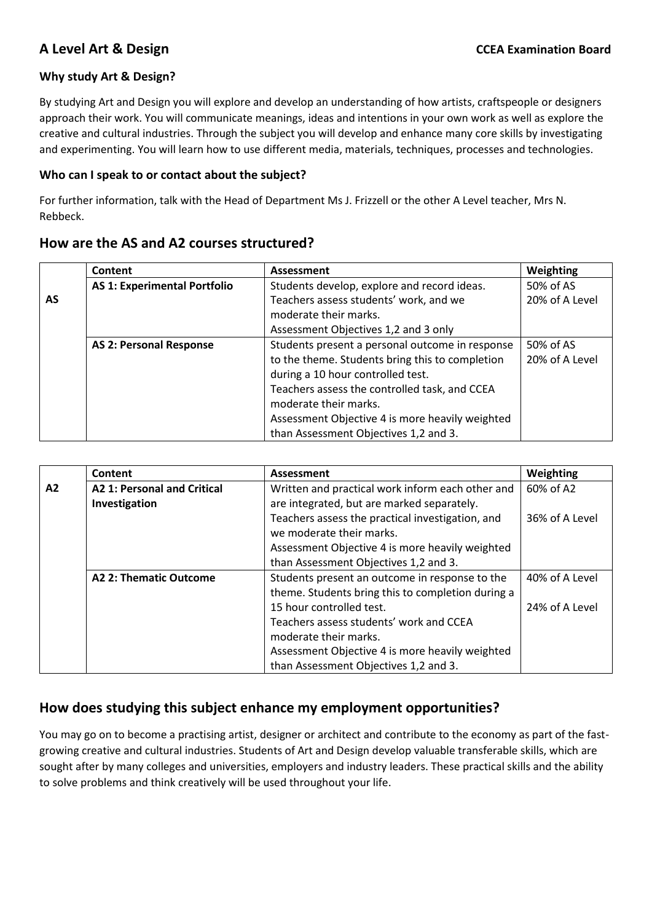# A Level Art & Design

**CCEA Examination Board**

### Why study Art & Design?

By studying Art and Design you will explore and develop an understanding of how artists, craftspeople or designers approach their work. You will communicate meanings, ideas and intentions in your own work as well as explore the creative and cultural industries. Through the subject you will develop and enhance many core skills by investigating and experimenting. You will learn how to use different media, materials, techniques, processes and technologies.

### Who can I speak to or contact about the subject?

For further information, talk with the Head of Department Ms J. Frizzell or the other A Level teacher, Mrs N. Rebbeck.

## How are the AS and A2 courses structured?

| | Content | Assessment | Weighting |
|---|---|---|---|
| AS | **AS 1: Experimental Portfolio** | Students develop, explore and record ideas. Teachers assess students' work, and we moderate their marks. Assessment Objectives 1,2 and 3 only | 50% of AS<br>20% of A Level |
| | **AS 2: Personal Response** | Students present a personal outcome in response to the theme. Students bring this to completion during a 10 hour controlled test. Teachers assess the controlled task, and CCEA moderate their marks. Assessment Objective 4 is more heavily weighted than Assessment Objectives 1,2 and 3. | 50% of AS<br>20% of A Level |

| | Content | Assessment | Weighting |
|---|---|---|---|
| A2 | **A2 1: Personal and Critical Investigation** | Written and practical work inform each other and are integrated, but are marked separately. Teachers assess the practical investigation, and we moderate their marks. Assessment Objective 4 is more heavily weighted than Assessment Objectives 1,2 and 3. | 60% of A2<br><br>36% of A Level |
| | **A2 2: Thematic Outcome** | Students present an outcome in response to the theme. Students bring this to completion during a 15 hour controlled test. Teachers assess students' work and CCEA moderate their marks. Assessment Objective 4 is more heavily weighted than Assessment Objectives 1,2 and 3. | 40% of A Level<br><br>24% of A Level |

## How does studying this subject enhance my employment opportunities?

You may go on to become a practising artist, designer or architect and contribute to the economy as part of the fast-growing creative and cultural industries. Students of Art and Design develop valuable transferable skills, which are sought after by many colleges and universities, employers and industry leaders. These practical skills and the ability to solve problems and think creatively will be used throughout your life.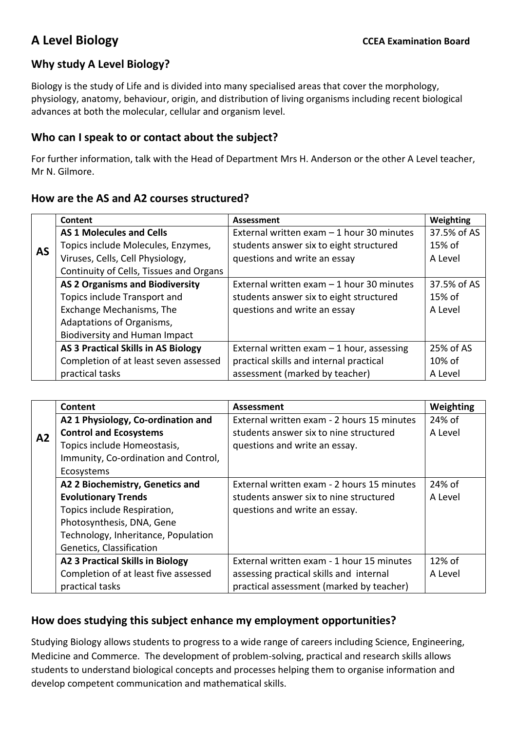# A Level Biology

**CCEA Examination Board**

## Why study A Level Biology?

Biology is the study of Life and is divided into many specialised areas that cover the morphology, physiology, anatomy, behaviour, origin, and distribution of living organisms including recent biological advances at both the molecular, cellular and organism level.

## Who can I speak to or contact about the subject?

For further information, talk with the Head of Department Mrs H. Anderson or the other A Level teacher, Mr N. Gilmore.

## How are the AS and A2 courses structured?

| | Content | Assessment | Weighting |
|---|---|---|---|
| **AS** | **AS 1 Molecules and Cells**<br>Topics include Molecules, Enzymes, Viruses, Cells, Cell Physiology, Continuity of Cells, Tissues and Organs | External written exam – 1 hour 30 minutes students answer six to eight structured questions and write an essay | 37.5% of AS<br>15% of A Level |
| | **AS 2 Organisms and Biodiversity**<br>Topics include Transport and Exchange Mechanisms, The Adaptations of Organisms, Biodiversity and Human Impact | External written exam – 1 hour 30 minutes students answer six to eight structured questions and write an essay | 37.5% of AS<br>15% of A Level |
| | **AS 3 Practical Skills in AS Biology**<br>Completion of at least seven assessed practical tasks | External written exam – 1 hour, assessing practical skills and internal practical assessment (marked by teacher) | 25% of AS<br>10% of A Level |

| | Content | Assessment | Weighting |
|---|---|---|---|
| **A2** | **A2 1 Physiology, Co-ordination and Control and Ecosystems**<br>Topics include Homeostasis, Immunity, Co-ordination and Control, Ecosystems | External written exam - 2 hours 15 minutes students answer six to nine structured questions and write an essay. | 24% of A Level |
| | **A2 2 Biochemistry, Genetics and Evolutionary Trends**<br>Topics include Respiration, Photosynthesis, DNA, Gene Technology, Inheritance, Population Genetics, Classification | External written exam - 2 hours 15 minutes students answer six to nine structured questions and write an essay. | 24% of A Level |
| | **A2 3 Practical Skills in Biology**<br>Completion of at least five assessed practical tasks | External written exam - 1 hour 15 minutes assessing practical skills and internal practical assessment (marked by teacher) | 12% of A Level |

## How does studying this subject enhance my employment opportunities?

Studying Biology allows students to progress to a wide range of careers including Science, Engineering, Medicine and Commerce. The development of problem-solving, practical and research skills allows students to understand biological concepts and processes helping them to organise information and develop competent communication and mathematical skills.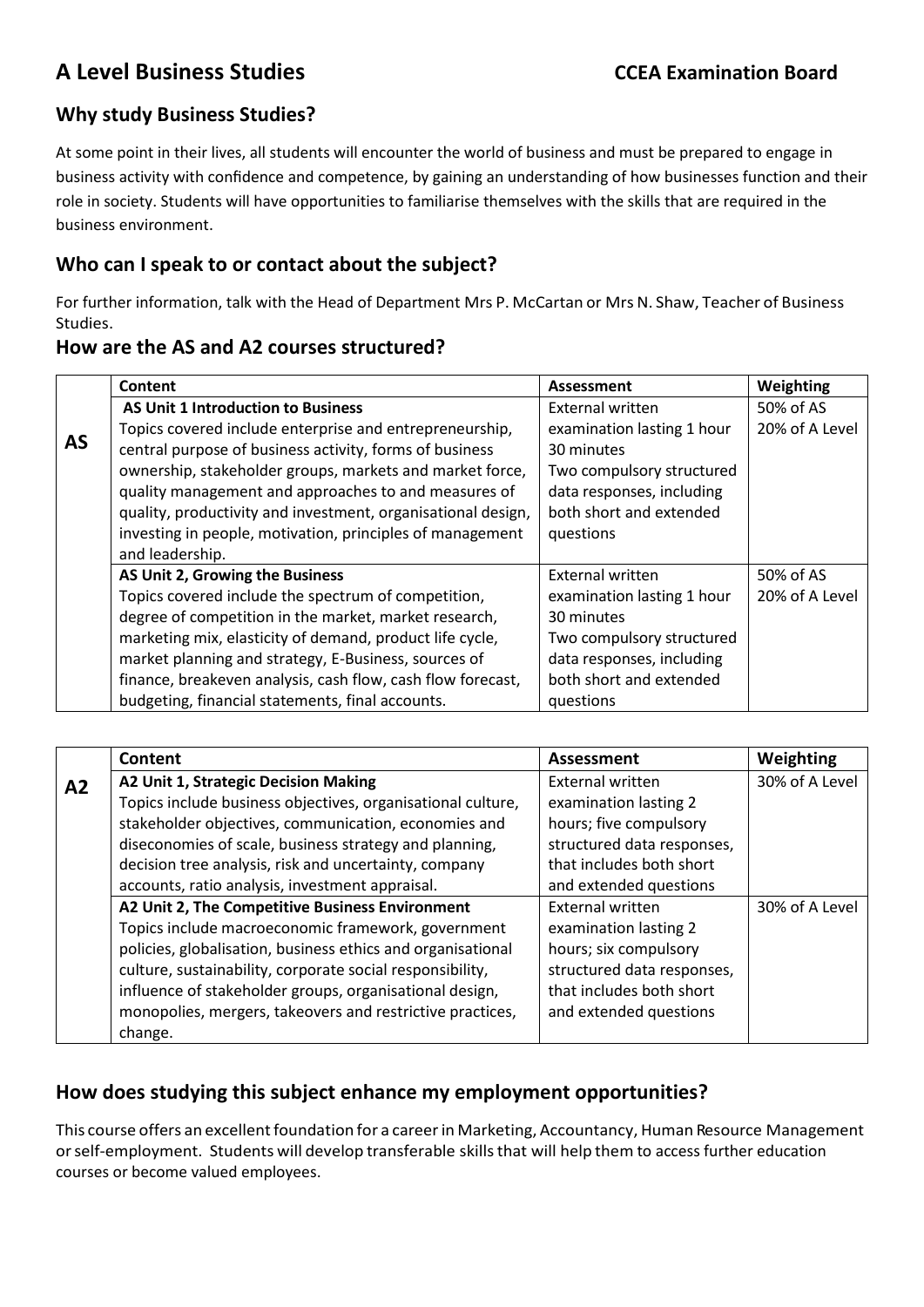# A Level Business Studies

**CCEA Examination Board**

## Why study Business Studies?

At some point in their lives, all students will encounter the world of business and must be prepared to engage in business activity with confidence and competence, by gaining an understanding of how businesses function and their role in society. Students will have opportunities to familiarise themselves with the skills that are required in the business environment.

## Who can I speak to or contact about the subject?

For further information, talk with the Head of Department Mrs P. McCartan or Mrs N. Shaw, Teacher of Business Studies.

## How are the AS and A2 courses structured?

| | Content | Assessment | Weighting |
|---|---|---|---|
| **AS** | **AS Unit 1 Introduction to Business**<br>Topics covered include enterprise and entrepreneurship, central purpose of business activity, forms of business ownership, stakeholder groups, markets and market force, quality management and approaches to and measures of quality, productivity and investment, organisational design, investing in people, motivation, principles of management and leadership. | External written examination lasting 1 hour 30 minutes<br>Two compulsory structured data responses, including both short and extended questions | 50% of AS<br>20% of A Level |
| | **AS Unit 2, Growing the Business**<br>Topics covered include the spectrum of competition, degree of competition in the market, market research, marketing mix, elasticity of demand, product life cycle, market planning and strategy, E-Business, sources of finance, breakeven analysis, cash flow, cash flow forecast, budgeting, financial statements, final accounts. | External written examination lasting 1 hour 30 minutes<br>Two compulsory structured data responses, including both short and extended questions | 50% of AS<br>20% of A Level |

| | Content | Assessment | Weighting |
|---|---|---|---|
| **A2** | **A2 Unit 1, Strategic Decision Making**<br>Topics include business objectives, organisational culture, stakeholder objectives, communication, economies and diseconomies of scale, business strategy and planning, decision tree analysis, risk and uncertainty, company accounts, ratio analysis, investment appraisal. | External written examination lasting 2 hours; five compulsory structured data responses, that includes both short and extended questions | 30% of A Level |
| | **A2 Unit 2, The Competitive Business Environment**<br>Topics include macroeconomic framework, government policies, globalisation, business ethics and organisational culture, sustainability, corporate social responsibility, influence of stakeholder groups, organisational design, monopolies, mergers, takeovers and restrictive practices, change. | External written examination lasting 2 hours; six compulsory structured data responses, that includes both short and extended questions | 30% of A Level |

## How does studying this subject enhance my employment opportunities?

This course offers an excellent foundation for a career in Marketing, Accountancy, Human Resource Management or self-employment. Students will develop transferable skills that will help them to access further education courses or become valued employees.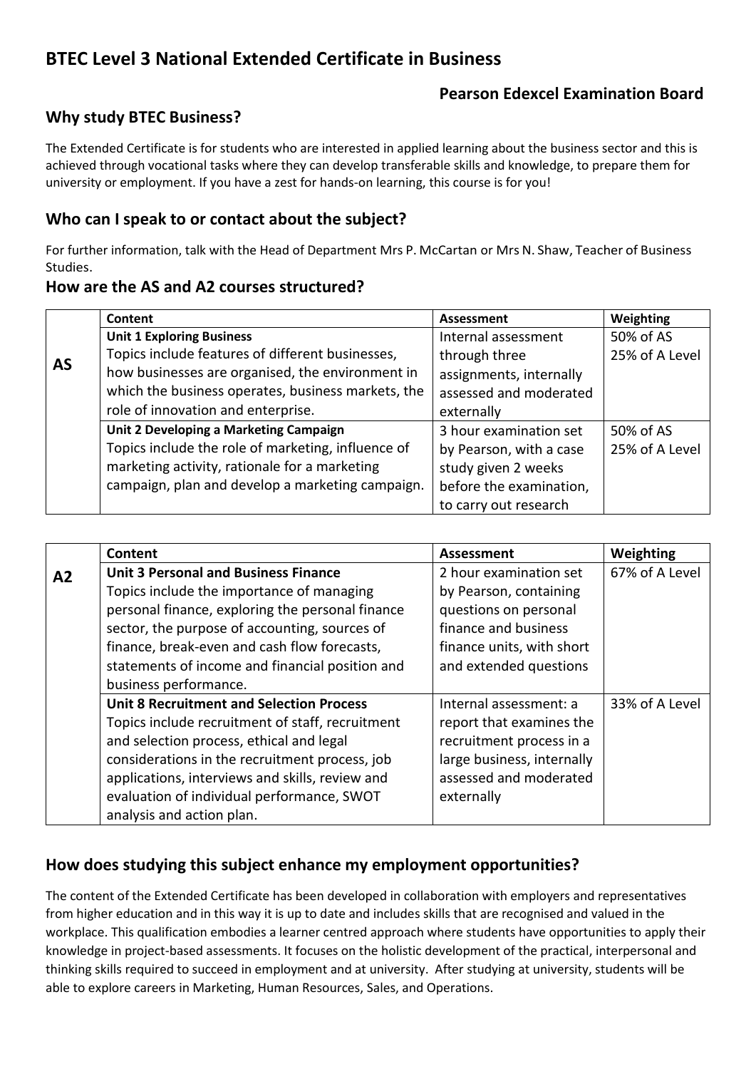# BTEC Level 3 National Extended Certificate in Business

**Pearson Edexcel Examination Board**

## Why study BTEC Business?

The Extended Certificate is for students who are interested in applied learning about the business sector and this is achieved through vocational tasks where they can develop transferable skills and knowledge, to prepare them for university or employment. If you have a zest for hands-on learning, this course is for you!

## Who can I speak to or contact about the subject?

For further information, talk with the Head of Department Mrs P. McCartan or Mrs N. Shaw, Teacher of Business Studies.

## How are the AS and A2 courses structured?

| | Content | Assessment | Weighting |
|---|---|---|---|
| **AS** | **Unit 1 Exploring Business** Topics include features of different businesses, how businesses are organised, the environment in which the business operates, business markets, the role of innovation and enterprise. | Internal assessment through three assignments, internally assessed and moderated externally | 50% of AS 25% of A Level |
| | **Unit 2 Developing a Marketing Campaign** Topics include the role of marketing, influence of marketing activity, rationale for a marketing campaign, plan and develop a marketing campaign. | 3 hour examination set by Pearson, with a case study given 2 weeks before the examination, to carry out research | 50% of AS 25% of A Level |

| | Content | Assessment | Weighting |
|---|---|---|---|
| **A2** | **Unit 3 Personal and Business Finance** Topics include the importance of managing personal finance, exploring the personal finance sector, the purpose of accounting, sources of finance, break-even and cash flow forecasts, statements of income and financial position and business performance. | 2 hour examination set by Pearson, containing questions on personal finance and business finance units, with short and extended questions | 67% of A Level |
| | **Unit 8 Recruitment and Selection Process** Topics include recruitment of staff, recruitment and selection process, ethical and legal considerations in the recruitment process, job applications, interviews and skills, review and evaluation of individual performance, SWOT analysis and action plan. | Internal assessment: a report that examines the recruitment process in a large business, internally assessed and moderated externally | 33% of A Level |

## How does studying this subject enhance my employment opportunities?

The content of the Extended Certificate has been developed in collaboration with employers and representatives from higher education and in this way it is up to date and includes skills that are recognised and valued in the workplace. This qualification embodies a learner centred approach where students have opportunities to apply their knowledge in project-based assessments. It focuses on the holistic development of the practical, interpersonal and thinking skills required to succeed in employment and at university. After studying at university, students will be able to explore careers in Marketing, Human Resources, Sales, and Operations.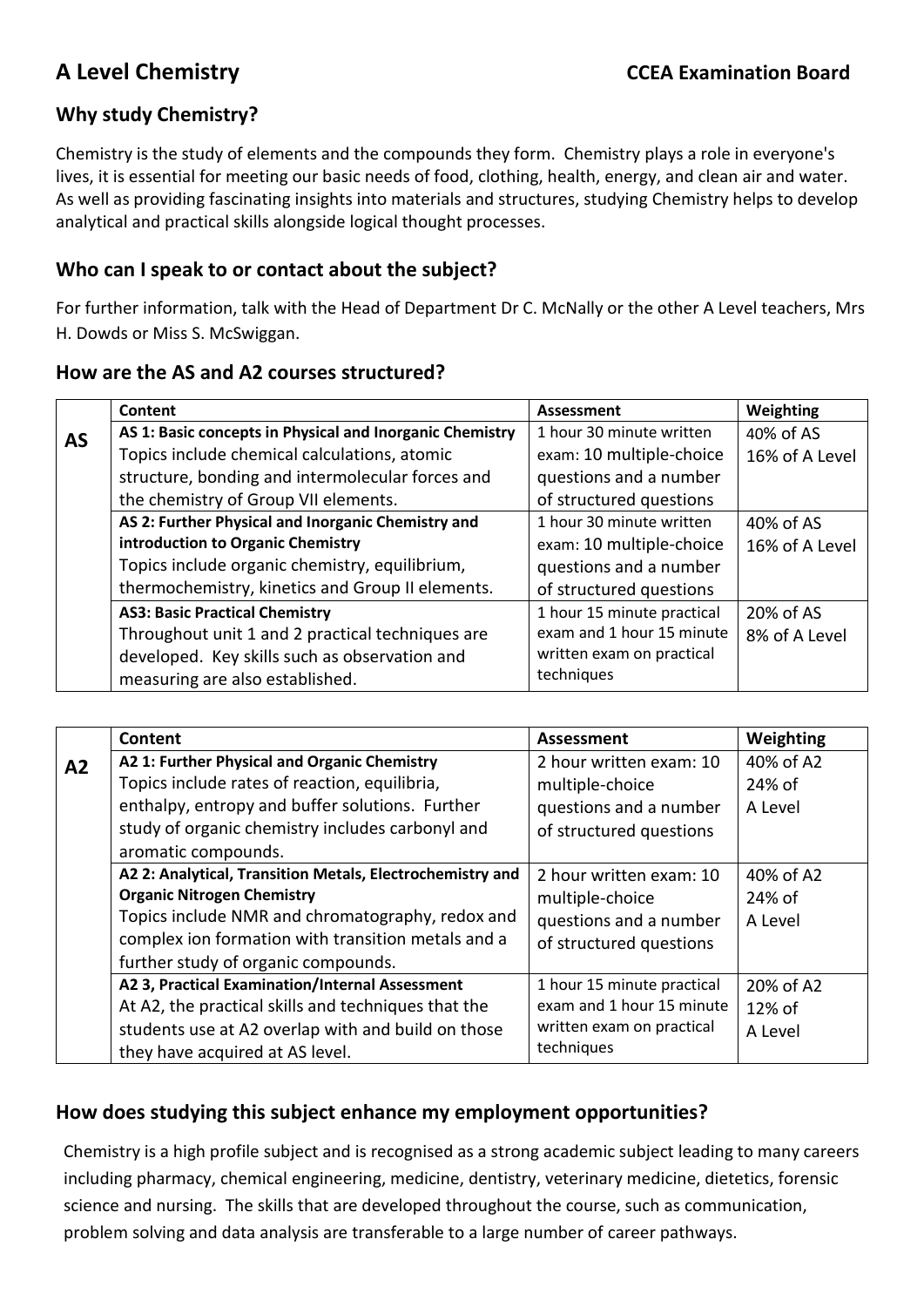# A Level Chemistry

**CCEA Examination Board**

## Why study Chemistry?

Chemistry is the study of elements and the compounds they form. Chemistry plays a role in everyone's lives, it is essential for meeting our basic needs of food, clothing, health, energy, and clean air and water. As well as providing fascinating insights into materials and structures, studying Chemistry helps to develop analytical and practical skills alongside logical thought processes.

## Who can I speak to or contact about the subject?

For further information, talk with the Head of Department Dr C. McNally or the other A Level teachers, Mrs H. Dowds or Miss S. McSwiggan.

## How are the AS and A2 courses structured?

| | Content | Assessment | Weighting |
|---|---|---|---|
| **AS** | **AS 1: Basic concepts in Physical and Inorganic Chemistry** Topics include chemical calculations, atomic structure, bonding and intermolecular forces and the chemistry of Group VII elements. | 1 hour 30 minute written exam: 10 multiple-choice questions and a number of structured questions | 40% of AS 16% of A Level |
| | **AS 2: Further Physical and Inorganic Chemistry and introduction to Organic Chemistry** Topics include organic chemistry, equilibrium, thermochemistry, kinetics and Group II elements. | 1 hour 30 minute written exam: 10 multiple-choice questions and a number of structured questions | 40% of AS 16% of A Level |
| | **AS3: Basic Practical Chemistry** Throughout unit 1 and 2 practical techniques are developed. Key skills such as observation and measuring are also established. | 1 hour 15 minute practical exam and 1 hour 15 minute written exam on practical techniques | 20% of AS 8% of A Level |

| | Content | Assessment | Weighting |
|---|---|---|---|
| **A2** | **A2 1: Further Physical and Organic Chemistry** Topics include rates of reaction, equilibria, enthalpy, entropy and buffer solutions. Further study of organic chemistry includes carbonyl and aromatic compounds. | 2 hour written exam: 10 multiple-choice questions and a number of structured questions | 40% of A2 24% of A Level |
| | **A2 2: Analytical, Transition Metals, Electrochemistry and Organic Nitrogen Chemistry** Topics include NMR and chromatography, redox and complex ion formation with transition metals and a further study of organic compounds. | 2 hour written exam: 10 multiple-choice questions and a number of structured questions | 40% of A2 24% of A Level |
| | **A2 3, Practical Examination/Internal Assessment** At A2, the practical skills and techniques that the students use at A2 overlap with and build on those they have acquired at AS level. | 1 hour 15 minute practical exam and 1 hour 15 minute written exam on practical techniques | 20% of A2 12% of A Level |

## How does studying this subject enhance my employment opportunities?

Chemistry is a high profile subject and is recognised as a strong academic subject leading to many careers including pharmacy, chemical engineering, medicine, dentistry, veterinary medicine, dietetics, forensic science and nursing. The skills that are developed throughout the course, such as communication, problem solving and data analysis are transferable to a large number of career pathways.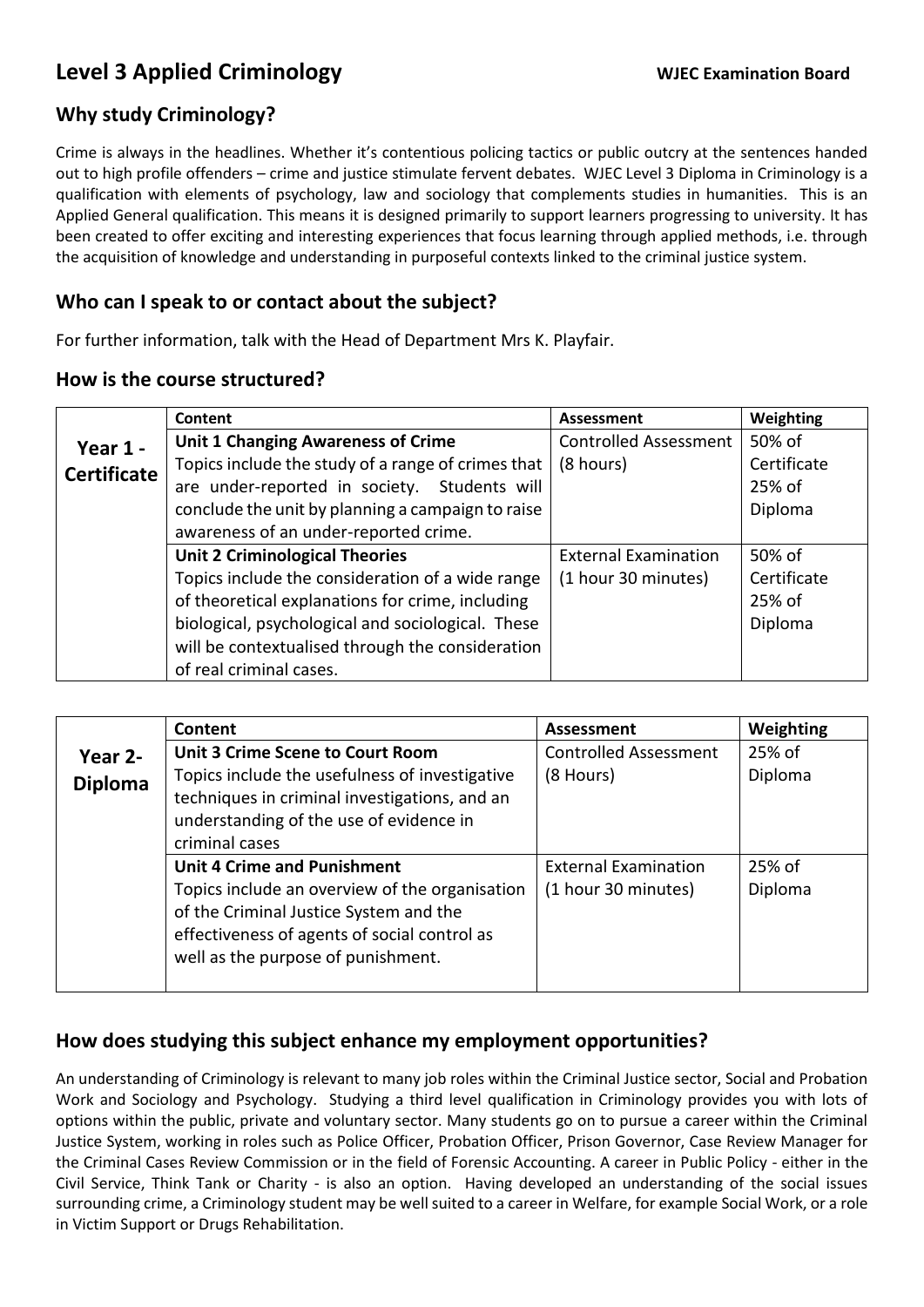# Level 3 Applied Criminology

**WJEC Examination Board**

## Why study Criminology?

Crime is always in the headlines. Whether it's contentious policing tactics or public outcry at the sentences handed out to high profile offenders – crime and justice stimulate fervent debates. WJEC Level 3 Diploma in Criminology is a qualification with elements of psychology, law and sociology that complements studies in humanities. This is an Applied General qualification. This means it is designed primarily to support learners progressing to university. It has been created to offer exciting and interesting experiences that focus learning through applied methods, i.e. through the acquisition of knowledge and understanding in purposeful contexts linked to the criminal justice system.

## Who can I speak to or contact about the subject?

For further information, talk with the Head of Department Mrs K. Playfair.

## How is the course structured?

| | Content | Assessment | Weighting |
|---|---|---|---|
| **Year 1 - Certificate** | **Unit 1 Changing Awareness of Crime** Topics include the study of a range of crimes that are under-reported in society. Students will conclude the unit by planning a campaign to raise awareness of an under-reported crime. | Controlled Assessment (8 hours) | 50% of Certificate 25% of Diploma |
| | **Unit 2 Criminological Theories** Topics include the consideration of a wide range of theoretical explanations for crime, including biological, psychological and sociological. These will be contextualised through the consideration of real criminal cases. | External Examination (1 hour 30 minutes) | 50% of Certificate 25% of Diploma |

| | Content | Assessment | Weighting |
|---|---|---|---|
| **Year 2- Diploma** | **Unit 3 Crime Scene to Court Room** Topics include the usefulness of investigative techniques in criminal investigations, and an understanding of the use of evidence in criminal cases | Controlled Assessment (8 Hours) | 25% of Diploma |
| | **Unit 4 Crime and Punishment** Topics include an overview of the organisation of the Criminal Justice System and the effectiveness of agents of social control as well as the purpose of punishment. | External Examination (1 hour 30 minutes) | 25% of Diploma |

## How does studying this subject enhance my employment opportunities?

An understanding of Criminology is relevant to many job roles within the Criminal Justice sector, Social and Probation Work and Sociology and Psychology. Studying a third level qualification in Criminology provides you with lots of options within the public, private and voluntary sector. Many students go on to pursue a career within the Criminal Justice System, working in roles such as Police Officer, Probation Officer, Prison Governor, Case Review Manager for the Criminal Cases Review Commission or in the field of Forensic Accounting. A career in Public Policy - either in the Civil Service, Think Tank or Charity - is also an option. Having developed an understanding of the social issues surrounding crime, a Criminology student may be well suited to a career in Welfare, for example Social Work, or a role in Victim Support or Drugs Rehabilitation.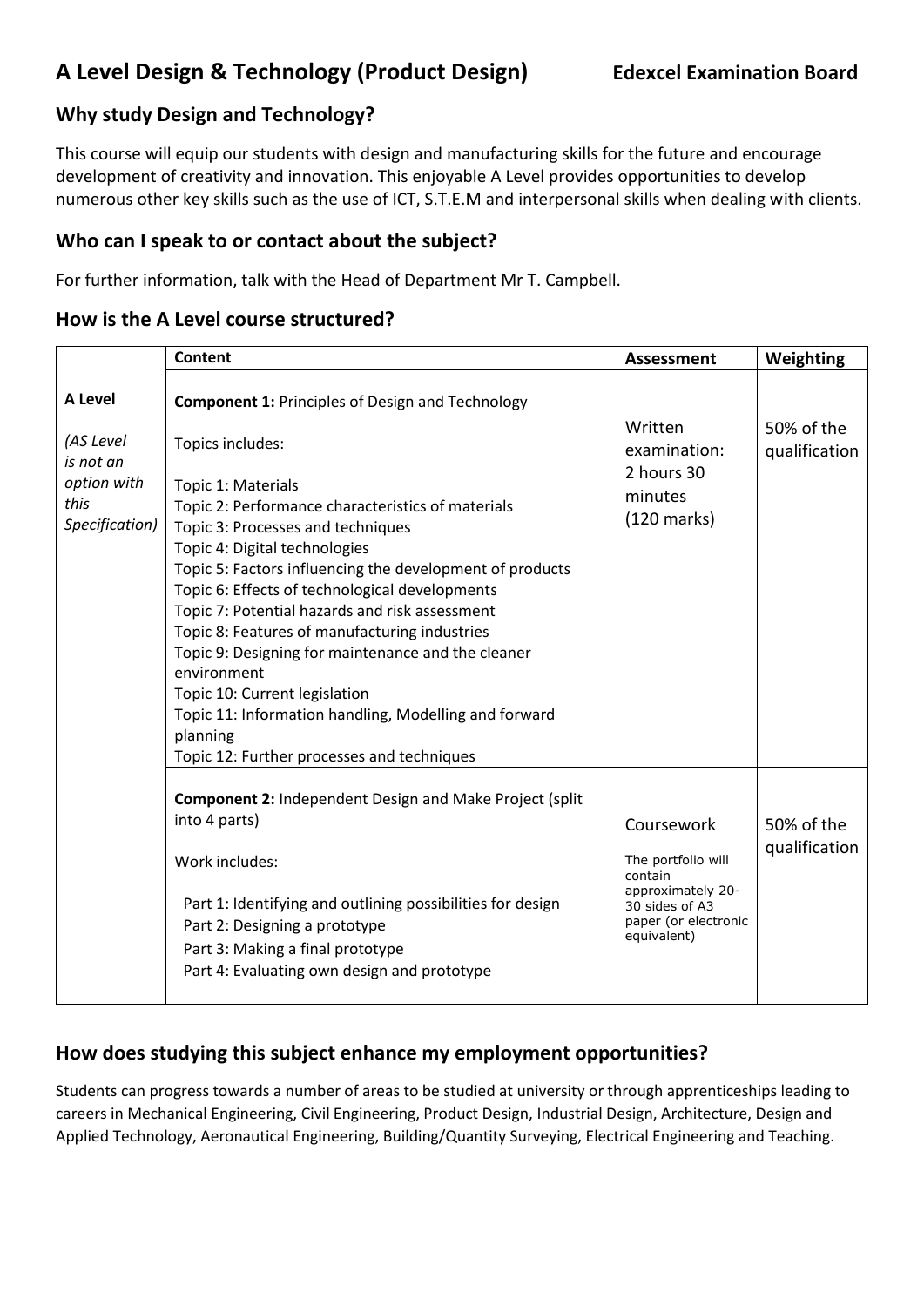# A Level Design & Technology (Product Design) **Edexcel Examination Board**

## Why study Design and Technology?

This course will equip our students with design and manufacturing skills for the future and encourage development of creativity and innovation. This enjoyable A Level provides opportunities to develop numerous other key skills such as the use of ICT, S.T.E.M and interpersonal skills when dealing with clients.

## Who can I speak to or contact about the subject?

For further information, talk with the Head of Department Mr T. Campbell.

## How is the A Level course structured?

| | Content | Assessment | Weighting |
|---|---|---|---|
| **A Level**<br><br>*(AS Level is not an option with this Specification)* | **Component 1:** Principles of Design and Technology<br><br>Topics includes:<br><br>Topic 1: Materials<br>Topic 2: Performance characteristics of materials<br>Topic 3: Processes and techniques<br>Topic 4: Digital technologies<br>Topic 5: Factors influencing the development of products<br>Topic 6: Effects of technological developments<br>Topic 7: Potential hazards and risk assessment<br>Topic 8: Features of manufacturing industries<br>Topic 9: Designing for maintenance and the cleaner environment<br>Topic 10: Current legislation<br>Topic 11: Information handling, Modelling and forward planning<br>Topic 12: Further processes and techniques | Written examination: 2 hours 30 minutes (120 marks) | 50% of the qualification |
| | **Component 2:** Independent Design and Make Project (split into 4 parts)<br><br>Work includes:<br><br>Part 1: Identifying and outlining possibilities for design<br>Part 2: Designing a prototype<br>Part 3: Making a final prototype<br>Part 4: Evaluating own design and prototype | Coursework<br><br>The portfolio will contain approximately 20-30 sides of A3 paper (or electronic equivalent) | 50% of the qualification |

## How does studying this subject enhance my employment opportunities?

Students can progress towards a number of areas to be studied at university or through apprenticeships leading to careers in Mechanical Engineering, Civil Engineering, Product Design, Industrial Design, Architecture, Design and Applied Technology, Aeronautical Engineering, Building/Quantity Surveying, Electrical Engineering and Teaching.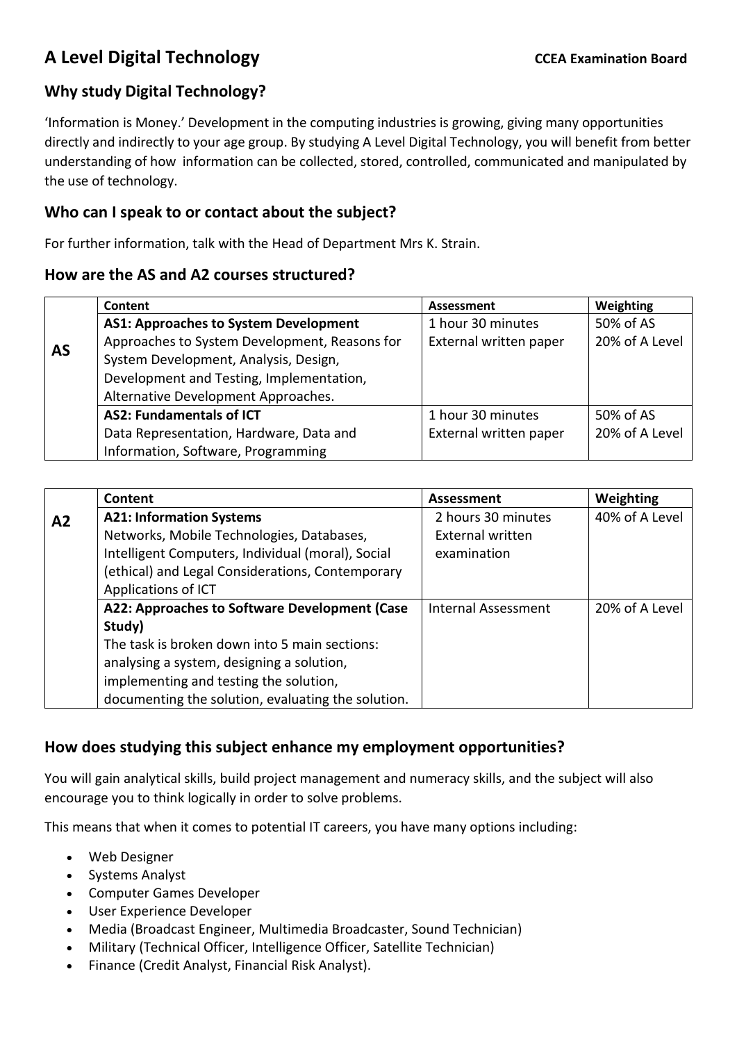# A Level Digital Technology

**CCEA Examination Board**

## Why study Digital Technology?

'Information is Money.' Development in the computing industries is growing, giving many opportunities directly and indirectly to your age group. By studying A Level Digital Technology, you will benefit from better understanding of how information can be collected, stored, controlled, communicated and manipulated by the use of technology.

## Who can I speak to or contact about the subject?

For further information, talk with the Head of Department Mrs K. Strain.

## How are the AS and A2 courses structured?

| | Content | Assessment | Weighting |
|---|---|---|---|
| **AS** | **AS1: Approaches to System Development** Approaches to System Development, Reasons for System Development, Analysis, Design, Development and Testing, Implementation, Alternative Development Approaches. | 1 hour 30 minutes External written paper | 50% of AS 20% of A Level |
| | **AS2: Fundamentals of ICT** Data Representation, Hardware, Data and Information, Software, Programming | 1 hour 30 minutes External written paper | 50% of AS 20% of A Level |

| | Content | Assessment | Weighting |
|---|---|---|---|
| **A2** | **A21: Information Systems** Networks, Mobile Technologies, Databases, Intelligent Computers, Individual (moral), Social (ethical) and Legal Considerations, Contemporary Applications of ICT | 2 hours 30 minutes External written examination | 40% of A Level |
| | **A22: Approaches to Software Development (Case Study)** The task is broken down into 5 main sections: analysing a system, designing a solution, implementing and testing the solution, documenting the solution, evaluating the solution. | Internal Assessment | 20% of A Level |

## How does studying this subject enhance my employment opportunities?

You will gain analytical skills, build project management and numeracy skills, and the subject will also encourage you to think logically in order to solve problems.

This means that when it comes to potential IT careers, you have many options including:

- Web Designer
- Systems Analyst
- Computer Games Developer
- User Experience Developer
- Media (Broadcast Engineer, Multimedia Broadcaster, Sound Technician)
- Military (Technical Officer, Intelligence Officer, Satellite Technician)
- Finance (Credit Analyst, Financial Risk Analyst).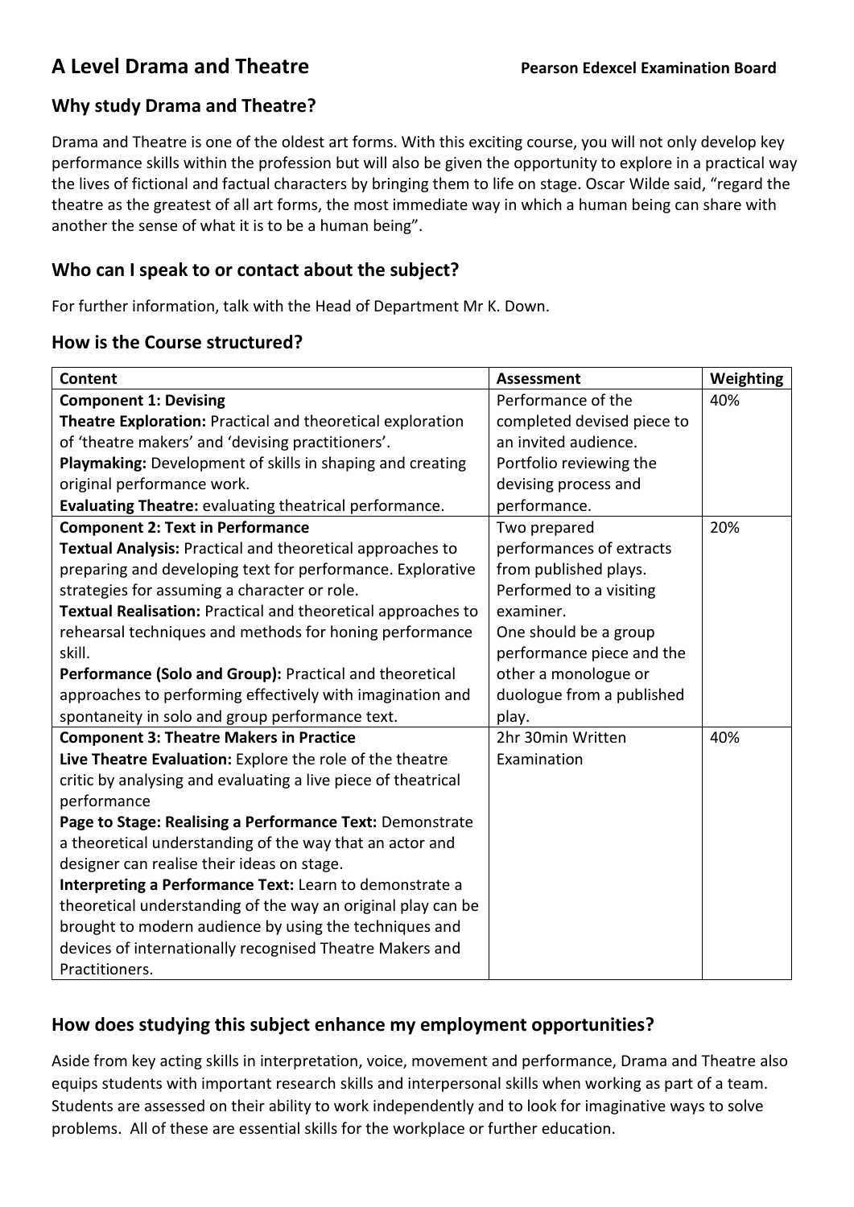# A Level Drama and Theatre

**Pearson Edexcel Examination Board**

## Why study Drama and Theatre?

Drama and Theatre is one of the oldest art forms. With this exciting course, you will not only develop key performance skills within the profession but will also be given the opportunity to explore in a practical way the lives of fictional and factual characters by bringing them to life on stage. Oscar Wilde said, "regard the theatre as the greatest of all art forms, the most immediate way in which a human being can share with another the sense of what it is to be a human being".

## Who can I speak to or contact about the subject?

For further information, talk with the Head of Department Mr K. Down.

## How is the Course structured?

| Content | Assessment | Weighting |
|---|---|---|
| **Component 1: Devising**<br>**Theatre Exploration:** Practical and theoretical exploration of 'theatre makers' and 'devising practitioners'.<br>**Playmaking:** Development of skills in shaping and creating original performance work.<br>**Evaluating Theatre:** evaluating theatrical performance. | Performance of the completed devised piece to an invited audience.<br>Portfolio reviewing the devising process and performance. | 40% |
| **Component 2: Text in Performance**<br>**Textual Analysis:** Practical and theoretical approaches to preparing and developing text for performance. Explorative strategies for assuming a character or role.<br>**Textual Realisation:** Practical and theoretical approaches to rehearsal techniques and methods for honing performance skill.<br>**Performance (Solo and Group):** Practical and theoretical approaches to performing effectively with imagination and spontaneity in solo and group performance text. | Two prepared performances of extracts from published plays. Performed to a visiting examiner.<br>One should be a group performance piece and the other a monologue or duologue from a published play. | 20% |
| **Component 3: Theatre Makers in Practice**<br>**Live Theatre Evaluation:** Explore the role of the theatre critic by analysing and evaluating a live piece of theatrical performance<br>**Page to Stage: Realising a Performance Text:** Demonstrate a theoretical understanding of the way that an actor and designer can realise their ideas on stage.<br>**Interpreting a Performance Text:** Learn to demonstrate a theoretical understanding of the way an original play can be brought to modern audience by using the techniques and devices of internationally recognised Theatre Makers and Practitioners. | 2hr 30min Written Examination | 40% |

## How does studying this subject enhance my employment opportunities?

Aside from key acting skills in interpretation, voice, movement and performance, Drama and Theatre also equips students with important research skills and interpersonal skills when working as part of a team. Students are assessed on their ability to work independently and to look for imaginative ways to solve problems. All of these are essential skills for the workplace or further education.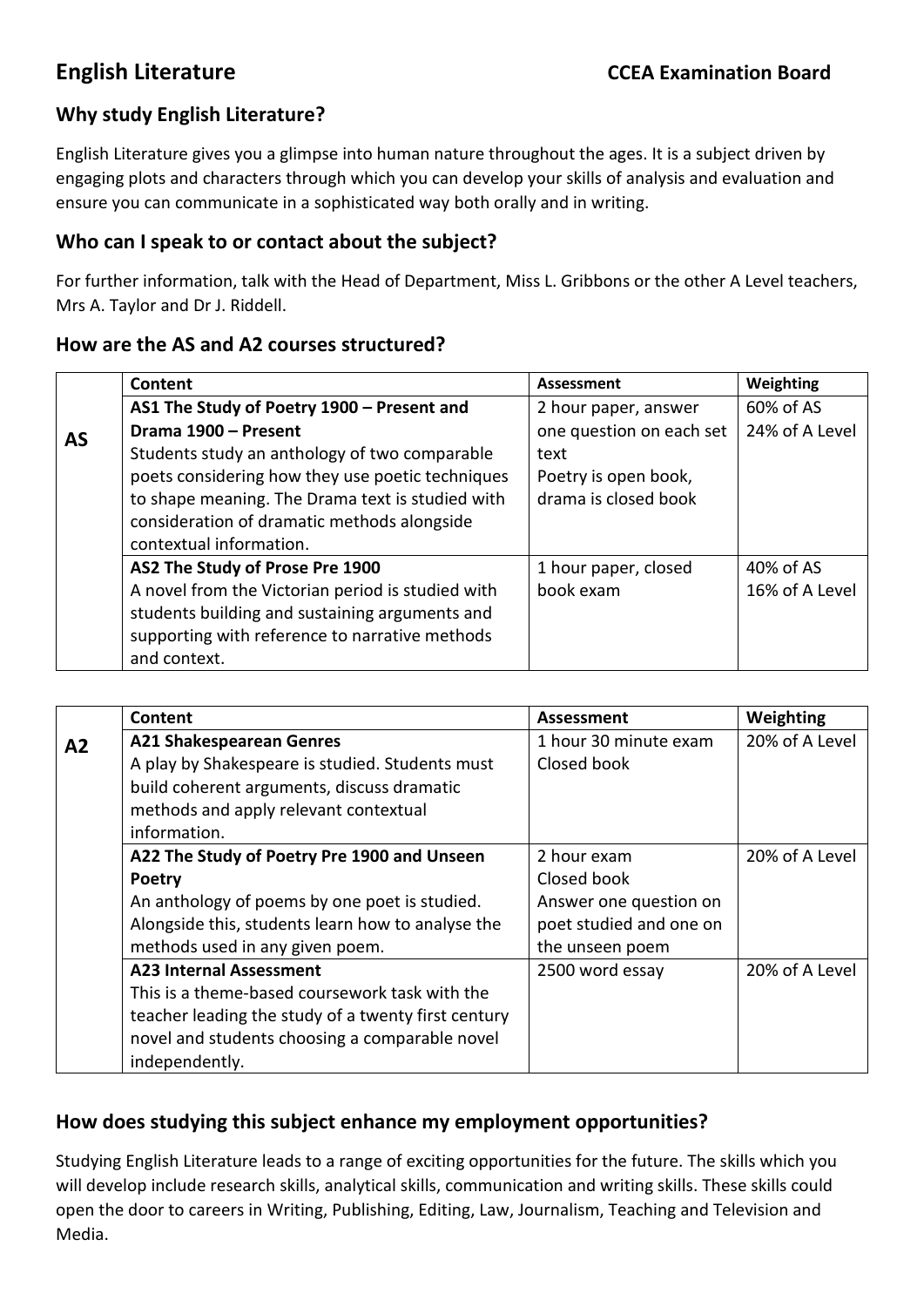# English Literature

**CCEA Examination Board**

## Why study English Literature?

English Literature gives you a glimpse into human nature throughout the ages. It is a subject driven by engaging plots and characters through which you can develop your skills of analysis and evaluation and ensure you can communicate in a sophisticated way both orally and in writing.

## Who can I speak to or contact about the subject?

For further information, talk with the Head of Department, Miss L. Gribbons or the other A Level teachers, Mrs A. Taylor and Dr J. Riddell.

## How are the AS and A2 courses structured?

| | Content | Assessment | Weighting |
|---|---|---|---|
| **AS** | **AS1 The Study of Poetry 1900 – Present and Drama 1900 – Present** Students study an anthology of two comparable poets considering how they use poetic techniques to shape meaning. The Drama text is studied with consideration of dramatic methods alongside contextual information. | 2 hour paper, answer one question on each set text Poetry is open book, drama is closed book | 60% of AS 24% of A Level |
| | **AS2 The Study of Prose Pre 1900** A novel from the Victorian period is studied with students building and sustaining arguments and supporting with reference to narrative methods and context. | 1 hour paper, closed book exam | 40% of AS 16% of A Level |

| | Content | Assessment | Weighting |
|---|---|---|---|
| **A2** | **A21 Shakespearean Genres** A play by Shakespeare is studied. Students must build coherent arguments, discuss dramatic methods and apply relevant contextual information. | 1 hour 30 minute exam Closed book | 20% of A Level |
| | **A22 The Study of Poetry Pre 1900 and Unseen Poetry** An anthology of poems by one poet is studied. Alongside this, students learn how to analyse the methods used in any given poem. | 2 hour exam Closed book Answer one question on poet studied and one on the unseen poem | 20% of A Level |
| | **A23 Internal Assessment** This is a theme-based coursework task with the teacher leading the study of a twenty first century novel and students choosing a comparable novel independently. | 2500 word essay | 20% of A Level |

## How does studying this subject enhance my employment opportunities?

Studying English Literature leads to a range of exciting opportunities for the future. The skills which you will develop include research skills, analytical skills, communication and writing skills. These skills could open the door to careers in Writing, Publishing, Editing, Law, Journalism, Teaching and Television and Media.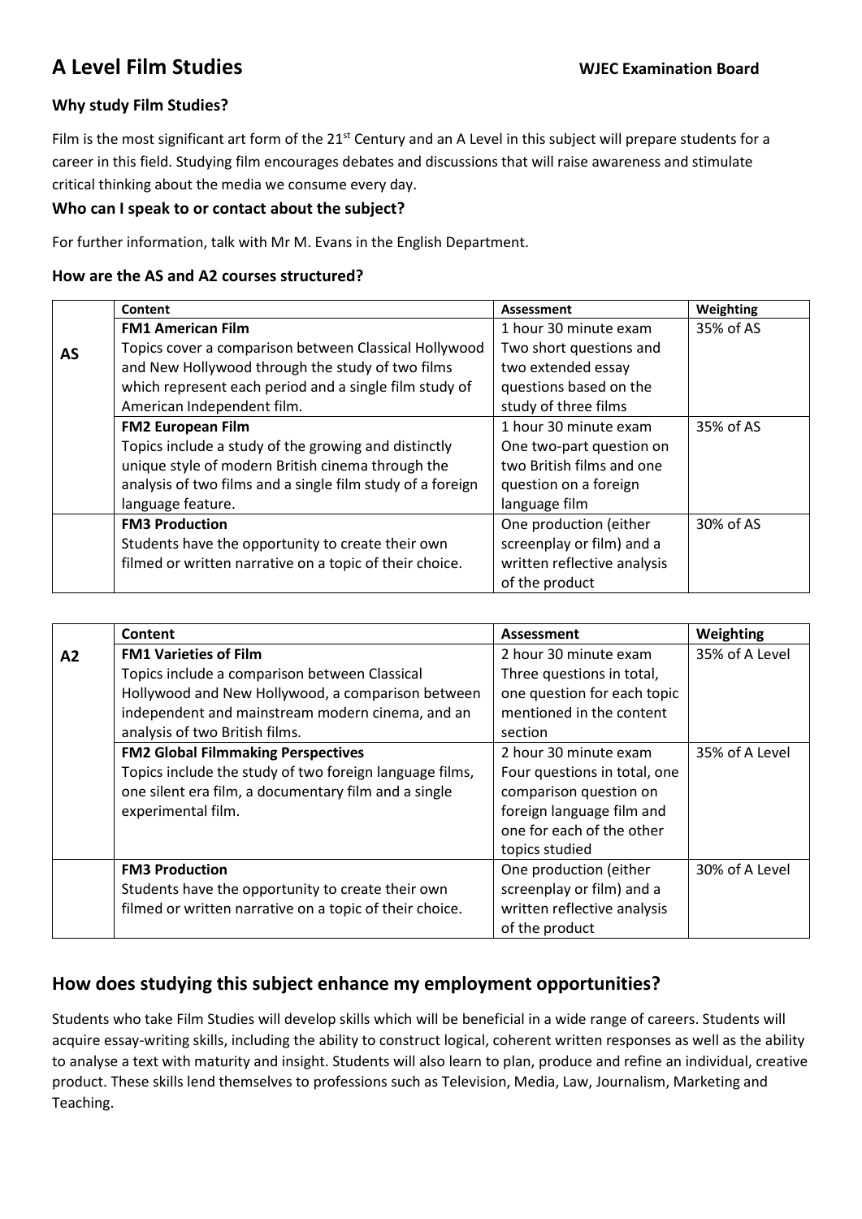# A Level Film Studies

**WJEC Examination Board**

### Why study Film Studies?

Film is the most significant art form of the 21st Century and an A Level in this subject will prepare students for a career in this field. Studying film encourages debates and discussions that will raise awareness and stimulate critical thinking about the media we consume every day.

### Who can I speak to or contact about the subject?

For further information, talk with Mr M. Evans in the English Department.

### How are the AS and A2 courses structured?

| | Content | Assessment | Weighting |
|---|---|---|---|
| **AS** | **FM1 American Film**<br>Topics cover a comparison between Classical Hollywood and New Hollywood through the study of two films which represent each period and a single film study of American Independent film. | 1 hour 30 minute exam<br>Two short questions and two extended essay questions based on the study of three films | 35% of AS |
| | **FM2 European Film**<br>Topics include a study of the growing and distinctly unique style of modern British cinema through the analysis of two films and a single film study of a foreign language feature. | 1 hour 30 minute exam<br>One two-part question on two British films and one question on a foreign language film | 35% of AS |
| | **FM3 Production**<br>Students have the opportunity to create their own filmed or written narrative on a topic of their choice. | One production (either screenplay or film) and a written reflective analysis of the product | 30% of AS |

| | Content | Assessment | Weighting |
|---|---|---|---|
| **A2** | **FM1 Varieties of Film**<br>Topics include a comparison between Classical Hollywood and New Hollywood, a comparison between independent and mainstream modern cinema, and an analysis of two British films. | 2 hour 30 minute exam<br>Three questions in total, one question for each topic mentioned in the content section | 35% of A Level |
| | **FM2 Global Filmmaking Perspectives**<br>Topics include the study of two foreign language films, one silent era film, a documentary film and a single experimental film. | 2 hour 30 minute exam<br>Four questions in total, one comparison question on foreign language film and one for each of the other topics studied | 35% of A Level |
| | **FM3 Production**<br>Students have the opportunity to create their own filmed or written narrative on a topic of their choice. | One production (either screenplay or film) and a written reflective analysis of the product | 30% of A Level |

## How does studying this subject enhance my employment opportunities?

Students who take Film Studies will develop skills which will be beneficial in a wide range of careers. Students will acquire essay-writing skills, including the ability to construct logical, coherent written responses as well as the ability to analyse a text with maturity and insight. Students will also learn to plan, produce and refine an individual, creative product. These skills lend themselves to professions such as Television, Media, Law, Journalism, Marketing and Teaching.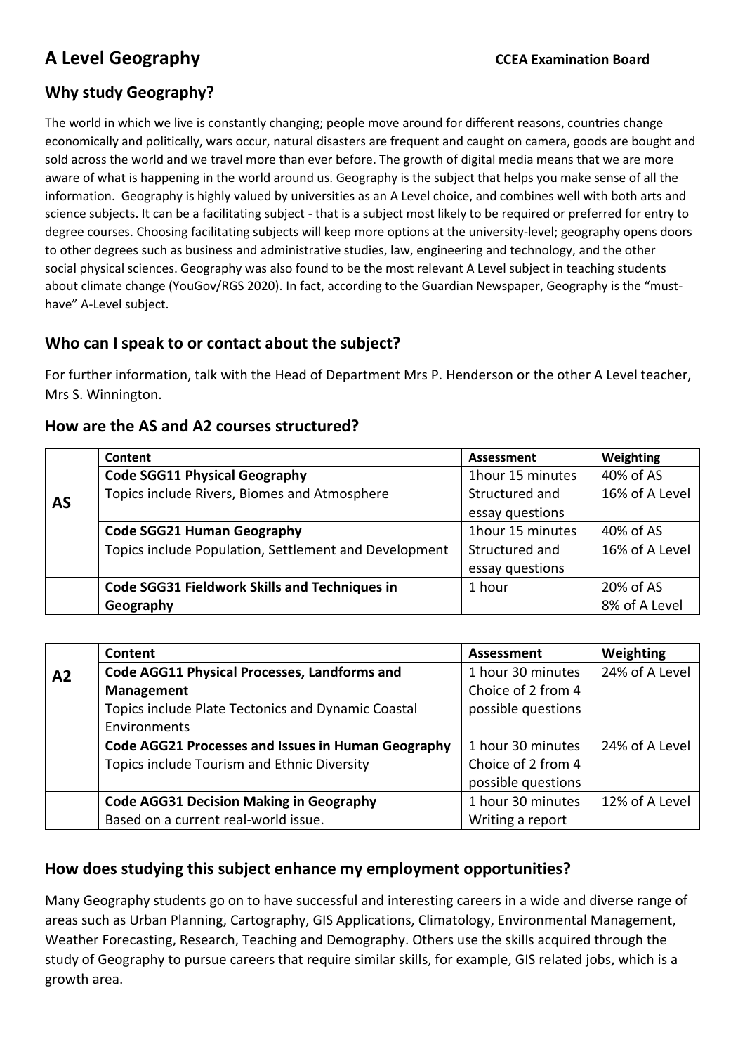# A Level Geography

**CCEA Examination Board**

## Why study Geography?

The world in which we live is constantly changing; people move around for different reasons, countries change economically and politically, wars occur, natural disasters are frequent and caught on camera, goods are bought and sold across the world and we travel more than ever before. The growth of digital media means that we are more aware of what is happening in the world around us. Geography is the subject that helps you make sense of all the information. Geography is highly valued by universities as an A Level choice, and combines well with both arts and science subjects. It can be a facilitating subject - that is a subject most likely to be required or preferred for entry to degree courses. Choosing facilitating subjects will keep more options at the university-level; geography opens doors to other degrees such as business and administrative studies, law, engineering and technology, and the other social physical sciences. Geography was also found to be the most relevant A Level subject in teaching students about climate change (YouGov/RGS 2020). In fact, according to the Guardian Newspaper, Geography is the "must-have" A-Level subject.

## Who can I speak to or contact about the subject?

For further information, talk with the Head of Department Mrs P. Henderson or the other A Level teacher, Mrs S. Winnington.

## How are the AS and A2 courses structured?

| | Content | Assessment | Weighting |
|---|---|---|---|
| **AS** | **Code SGG11 Physical Geography**<br>Topics include Rivers, Biomes and Atmosphere | 1hour 15 minutes<br>Structured and essay questions | 40% of AS<br>16% of A Level |
| | **Code SGG21 Human Geography**<br>Topics include Population, Settlement and Development | 1hour 15 minutes<br>Structured and essay questions | 40% of AS<br>16% of A Level |
| | **Code SGG31 Fieldwork Skills and Techniques in Geography** | 1 hour | 20% of AS<br>8% of A Level |

| | Content | Assessment | Weighting |
|---|---|---|---|
| **A2** | **Code AGG11 Physical Processes, Landforms and Management**<br>Topics include Plate Tectonics and Dynamic Coastal Environments | 1 hour 30 minutes<br>Choice of 2 from 4 possible questions | 24% of A Level |
| | **Code AGG21 Processes and Issues in Human Geography**<br>Topics include Tourism and Ethnic Diversity | 1 hour 30 minutes<br>Choice of 2 from 4 possible questions | 24% of A Level |
| | **Code AGG31 Decision Making in Geography**<br>Based on a current real-world issue. | 1 hour 30 minutes<br>Writing a report | 12% of A Level |

## How does studying this subject enhance my employment opportunities?

Many Geography students go on to have successful and interesting careers in a wide and diverse range of areas such as Urban Planning, Cartography, GIS Applications, Climatology, Environmental Management, Weather Forecasting, Research, Teaching and Demography. Others use the skills acquired through the study of Geography to pursue careers that require similar skills, for example, GIS related jobs, which is a growth area.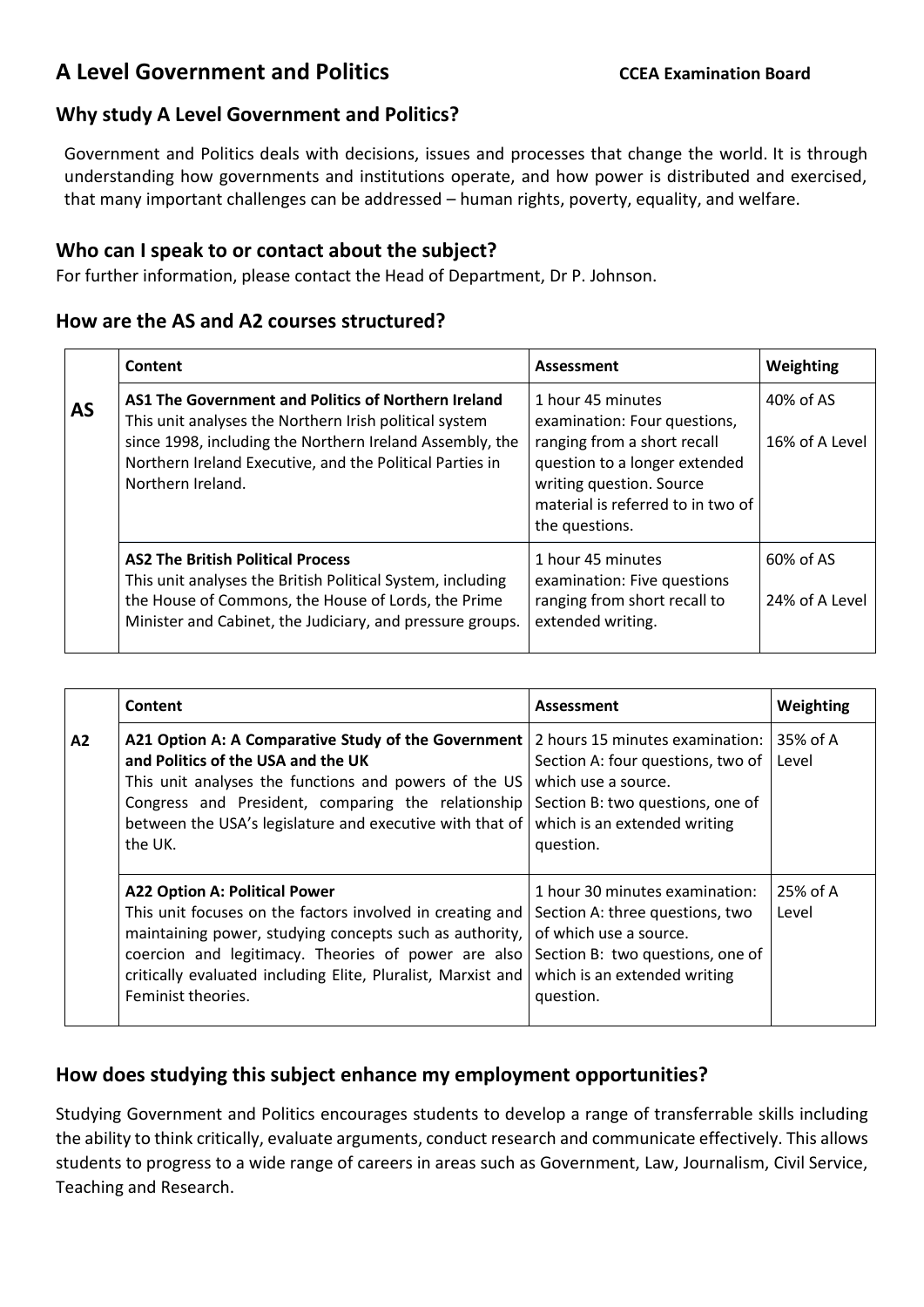# A Level Government and Politics

**CCEA Examination Board**

## Why study A Level Government and Politics?

Government and Politics deals with decisions, issues and processes that change the world. It is through understanding how governments and institutions operate, and how power is distributed and exercised, that many important challenges can be addressed – human rights, poverty, equality, and welfare.

## Who can I speak to or contact about the subject?

For further information, please contact the Head of Department, Dr P. Johnson.

## How are the AS and A2 courses structured?

| | Content | Assessment | Weighting |
|---|---|---|---|
| **AS** | **AS1 The Government and Politics of Northern Ireland** This unit analyses the Northern Irish political system since 1998, including the Northern Ireland Assembly, the Northern Ireland Executive, and the Political Parties in Northern Ireland. | 1 hour 45 minutes examination: Four questions, ranging from a short recall question to a longer extended writing question. Source material is referred to in two of the questions. | 40% of AS<br>16% of A Level |
| | **AS2 The British Political Process** This unit analyses the British Political System, including the House of Commons, the House of Lords, the Prime Minister and Cabinet, the Judiciary, and pressure groups. | 1 hour 45 minutes examination: Five questions ranging from short recall to extended writing. | 60% of AS<br>24% of A Level |

| | Content | Assessment | Weighting |
|---|---|---|---|
| **A2** | **A21 Option A: A Comparative Study of the Government and Politics of the USA and the UK** This unit analyses the functions and powers of the US Congress and President, comparing the relationship between the USA's legislature and executive with that of the UK. | 2 hours 15 minutes examination: Section A: four questions, two of which use a source. Section B: two questions, one of which is an extended writing question. | 35% of A Level |
| | **A22 Option A: Political Power** This unit focuses on the factors involved in creating and maintaining power, studying concepts such as authority, coercion and legitimacy. Theories of power are also critically evaluated including Elite, Pluralist, Marxist and Feminist theories. | 1 hour 30 minutes examination: Section A: three questions, two of which use a source. Section B: two questions, one of which is an extended writing question. | 25% of A Level |

## How does studying this subject enhance my employment opportunities?

Studying Government and Politics encourages students to develop a range of transferrable skills including the ability to think critically, evaluate arguments, conduct research and communicate effectively. This allows students to progress to a wide range of careers in areas such as Government, Law, Journalism, Civil Service, Teaching and Research.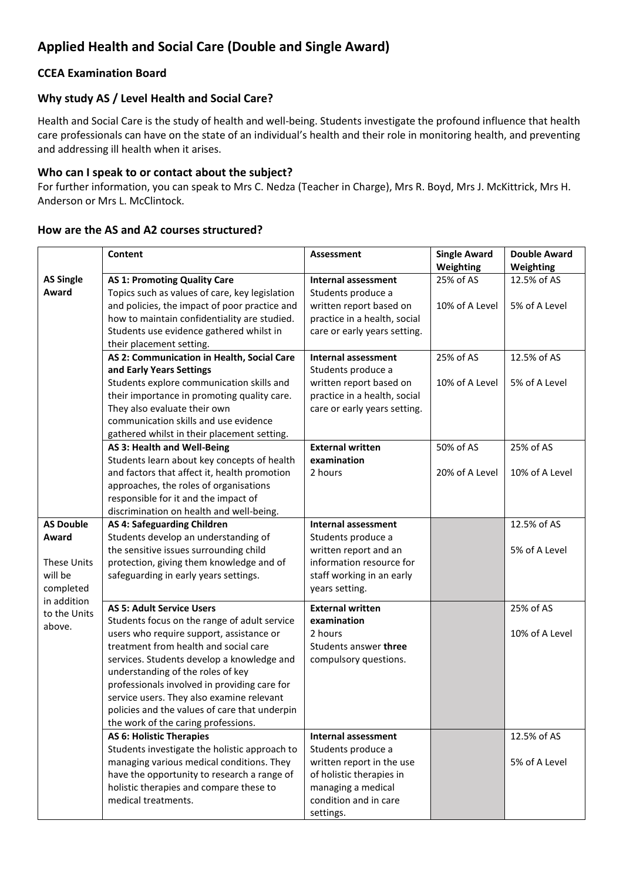## Applied Health and Social Care (Double and Single Award)

### CCEA Examination Board

### Why study AS / Level Health and Social Care?

Health and Social Care is the study of health and well-being. Students investigate the profound influence that health care professionals can have on the state of an individual's health and their role in monitoring health, and preventing and addressing ill health when it arises.

### Who can I speak to or contact about the subject?

For further information, you can speak to Mrs C. Nedza (Teacher in Charge), Mrs R. Boyd, Mrs J. McKittrick, Mrs H. Anderson or Mrs L. McClintock.

### How are the AS and A2 courses structured?

| | Content | Assessment | Single Award Weighting | Double Award Weighting |
|---|---|---|---|---|
| **AS Single Award** | **AS 1: Promoting Quality Care** Topics such as values of care, key legislation and policies, the impact of poor practice and how to maintain confidentiality are studied. Students use evidence gathered whilst in their placement setting. | **Internal assessment** Students produce a written report based on practice in a health, social care or early years setting. | 25% of AS<br>10% of A Level | 12.5% of AS<br>5% of A Level |
| | **AS 2: Communication in Health, Social Care and Early Years Settings** Students explore communication skills and their importance in promoting quality care. They also evaluate their own communication skills and use evidence gathered whilst in their placement setting. | **Internal assessment** Students produce a written report based on practice in a health, social care or early years setting. | 25% of AS<br>10% of A Level | 12.5% of AS<br>5% of A Level |
| | **AS 3: Health and Well-Being** Students learn about key concepts of health and factors that affect it, health promotion approaches, the roles of organisations responsible for it and the impact of discrimination on health and well-being. | **External written examination** 2 hours | 50% of AS<br>20% of A Level | 25% of AS<br>10% of A Level |
| **AS Double Award**<br>These Units will be completed in addition to the Units above. | **AS 4: Safeguarding Children** Students develop an understanding of the sensitive issues surrounding child protection, giving them knowledge and of safeguarding in early years settings. | **Internal assessment** Students produce a written report and an information resource for staff working in an early years setting. | | 12.5% of AS<br>5% of A Level |
| | **AS 5: Adult Service Users** Students focus on the range of adult service users who require support, assistance or treatment from health and social care services. Students develop a knowledge and understanding of the roles of key professionals involved in providing care for service users. They also examine relevant policies and the values of care that underpin the work of the caring professions. | **External written examination** 2 hours Students answer **three** compulsory questions. | | 25% of AS<br>10% of A Level |
| | **AS 6: Holistic Therapies** Students investigate the holistic approach to managing various medical conditions. They have the opportunity to research a range of holistic therapies and compare these to medical treatments. | **Internal assessment** Students produce a written report in the use of holistic therapies in managing a medical condition and in care settings. | | 12.5% of AS<br>5% of A Level |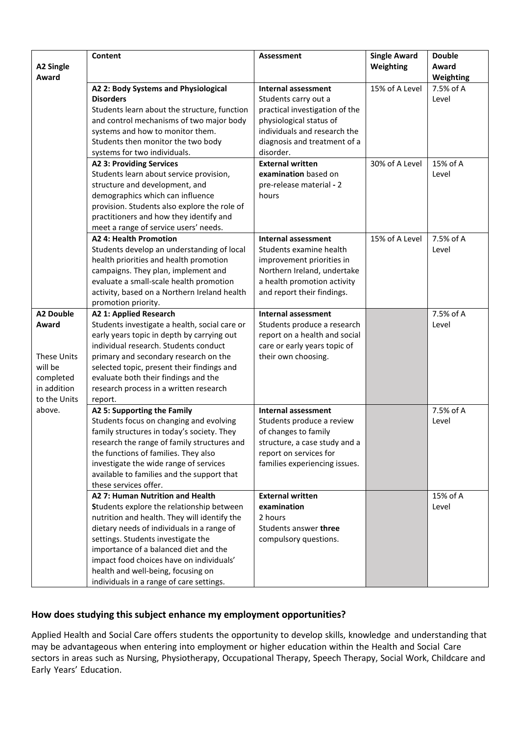| A2 Single Award | Content | Assessment | Single Award Weighting | Double Award Weighting |
|---|---|---|---|---|
| | **A2 2: Body Systems and Physiological Disorders** Students learn about the structure, function and control mechanisms of two major body systems and how to monitor them. Students then monitor the two body systems for two individuals. | **Internal assessment** Students carry out a practical investigation of the physiological status of individuals and research the diagnosis and treatment of a disorder. | 15% of A Level | 7.5% of A Level |
| | **A2 3: Providing Services** Students learn about service provision, structure and development, and demographics which can influence provision. Students also explore the role of practitioners and how they identify and meet a range of service users' needs. | **External written examination** based on pre-release material **-** 2 hours | 30% of A Level | 15% of A Level |
| | **A2 4: Health Promotion** Students develop an understanding of local health priorities and health promotion campaigns. They plan, implement and evaluate a small-scale health promotion activity, based on a Northern Ireland health promotion priority. | **Internal assessment** Students examine health improvement priorities in Northern Ireland, undertake a health promotion activity and report their findings. | 15% of A Level | 7.5% of A Level |
| **A2 Double Award** These Units will be completed in addition to the Units above. | **A2 1: Applied Research** Students investigate a health, social care or early years topic in depth by carrying out individual research. Students conduct primary and secondary research on the selected topic, present their findings and evaluate both their findings and the research process in a written research report. | **Internal assessment** Students produce a research report on a health and social care or early years topic of their own choosing. | | 7.5% of A Level |
| | **A2 5: Supporting the Family** Students focus on changing and evolving family structures in today's society. They research the range of family structures and the functions of families. They also investigate the wide range of services available to families and the support that these services offer. | **Internal assessment** Students produce a review of changes to family structure, a case study and a report on services for families experiencing issues. | | 7.5% of A Level |
| | **A2 7: Human Nutrition and Health** Students explore the relationship between nutrition and health. They will identify the dietary needs of individuals in a range of settings. Students investigate the importance of a balanced diet and the impact food choices have on individuals' health and well-being, focusing on individuals in a range of care settings. | **External written examination** 2 hours Students answer **three** compulsory questions. | | 15% of A Level |

## How does studying this subject enhance my employment opportunities?

Applied Health and Social Care offers students the opportunity to develop skills, knowledge and understanding that may be advantageous when entering into employment or higher education within the Health and Social Care sectors in areas such as Nursing, Physiotherapy, Occupational Therapy, Speech Therapy, Social Work, Childcare and Early Years' Education.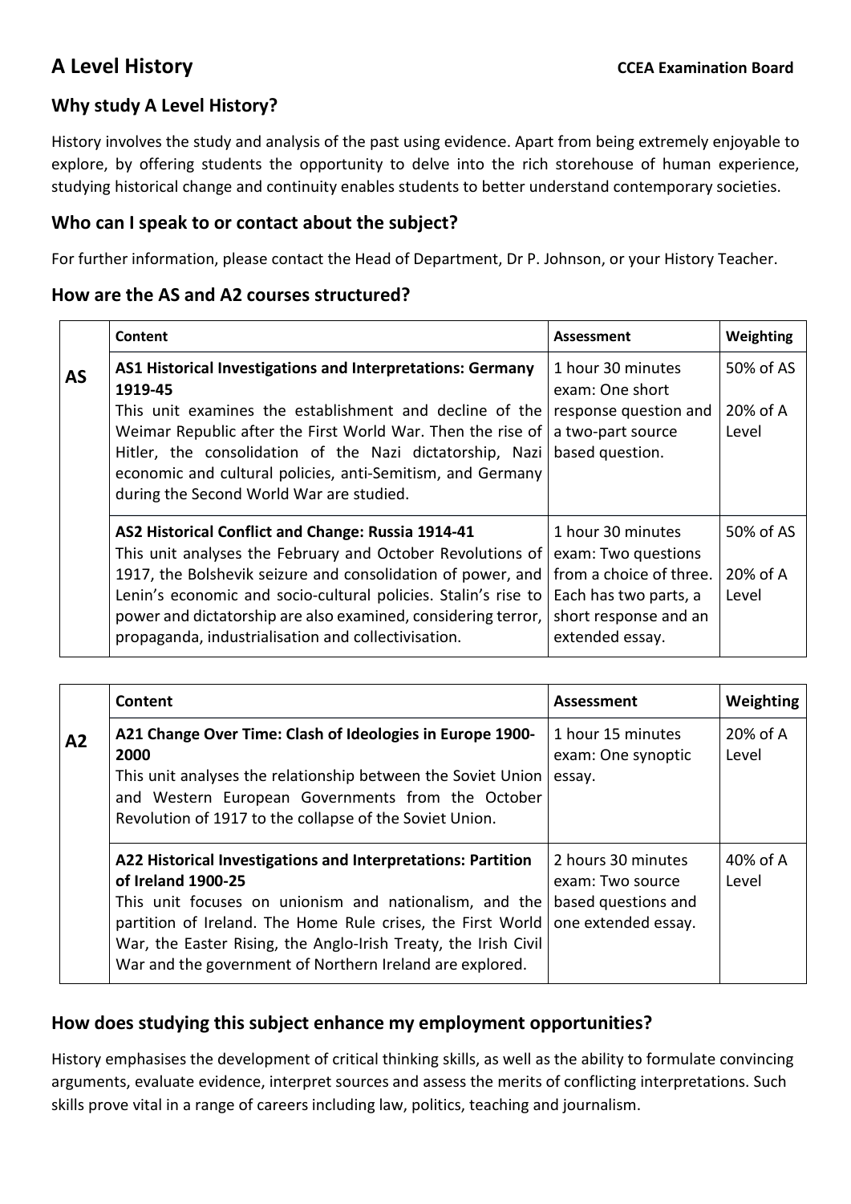# A Level History

**CCEA Examination Board**

## Why study A Level History?

History involves the study and analysis of the past using evidence. Apart from being extremely enjoyable to explore, by offering students the opportunity to delve into the rich storehouse of human experience, studying historical change and continuity enables students to better understand contemporary societies.

## Who can I speak to or contact about the subject?

For further information, please contact the Head of Department, Dr P. Johnson, or your History Teacher.

## How are the AS and A2 courses structured?

| | Content | Assessment | Weighting |
|---|---|---|---|
| **AS** | **AS1 Historical Investigations and Interpretations: Germany 1919-45**<br>This unit examines the establishment and decline of the Weimar Republic after the First World War. Then the rise of Hitler, the consolidation of the Nazi dictatorship, Nazi economic and cultural policies, anti-Semitism, and Germany during the Second World War are studied. | 1 hour 30 minutes exam: One short response question and a two-part source based question. | 50% of AS<br><br>20% of A Level |
| | **AS2 Historical Conflict and Change: Russia 1914-41**<br>This unit analyses the February and October Revolutions of 1917, the Bolshevik seizure and consolidation of power, and Lenin's economic and socio-cultural policies. Stalin's rise to power and dictatorship are also examined, considering terror, propaganda, industrialisation and collectivisation. | 1 hour 30 minutes exam: Two questions from a choice of three. Each has two parts, a short response and an extended essay. | 50% of AS<br><br>20% of A Level |

| | Content | Assessment | Weighting |
|---|---|---|---|
| **A2** | **A21 Change Over Time: Clash of Ideologies in Europe 1900-2000**<br>This unit analyses the relationship between the Soviet Union and Western European Governments from the October Revolution of 1917 to the collapse of the Soviet Union. | 1 hour 15 minutes exam: One synoptic essay. | 20% of A Level |
| | **A22 Historical Investigations and Interpretations: Partition of Ireland 1900-25**<br>This unit focuses on unionism and nationalism, and the partition of Ireland. The Home Rule crises, the First World War, the Easter Rising, the Anglo-Irish Treaty, the Irish Civil War and the government of Northern Ireland are explored. | 2 hours 30 minutes exam: Two source based questions and one extended essay. | 40% of A Level |

## How does studying this subject enhance my employment opportunities?

History emphasises the development of critical thinking skills, as well as the ability to formulate convincing arguments, evaluate evidence, interpret sources and assess the merits of conflicting interpretations. Such skills prove vital in a range of careers including law, politics, teaching and journalism.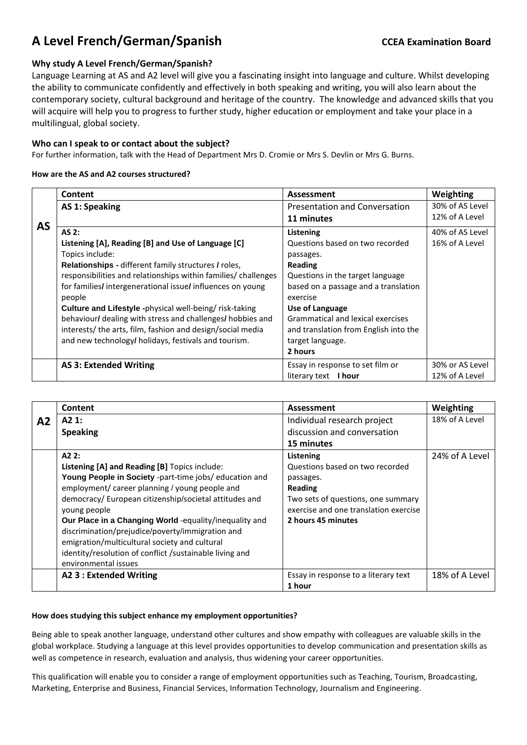# A Level French/German/Spanish

**CCEA Examination Board**

### Why study A Level French/German/Spanish?

Language Learning at AS and A2 level will give you a fascinating insight into language and culture. Whilst developing the ability to communicate confidently and effectively in both speaking and writing, you will also learn about the contemporary society, cultural background and heritage of the country. The knowledge and advanced skills that you will acquire will help you to progress to further study, higher education or employment and take your place in a multilingual, global society.

### Who can I speak to or contact about the subject?

For further information, talk with the Head of Department Mrs D. Cromie or Mrs S. Devlin or Mrs G. Burns.

**How are the AS and A2 courses structured?**

| | Content | Assessment | Weighting |
|---|---|---|---|
| **AS** | **AS 1: Speaking** | Presentation and Conversation **11 minutes** | 30% of AS Level 12% of A Level |
| | **AS 2:** **Listening [A], Reading [B] and Use of Language [C]** Topics include: **Relationships -** different family structures / roles, responsibilities and relationships within families/ challenges for families/ intergenerational issue/ influences on young people **Culture and Lifestyle -**physical well-being/ risk-taking behaviour/ dealing with stress and challenges/ hobbies and interests/ the arts, film, fashion and design/social media and new technology/ holidays, festivals and tourism. | **Listening** Questions based on two recorded passages. **Reading** Questions in the target language based on a passage and a translation exercise **Use of Language** Grammatical and lexical exercises and translation from English into the target language. **2 hours** | 40% of AS Level 16% of A Level |
| | **AS 3: Extended Writing** | Essay in response to set film or literary text **I hour** | 30% or AS Level 12% of A Level |

| | Content | Assessment | Weighting |
|---|---|---|---|
| **A2** | **A2 1: Speaking** | Individual research project discussion and conversation **15 minutes** | 18% of A Level |
| | **A2 2:** **Listening [A] and Reading [B]** Topics include: **Young People in Society** -part-time jobs/ education and employment/ career planning / young people and democracy/ European citizenship/societal attitudes and young people **Our Place in a Changing World** -equality/inequality and discrimination/prejudice/poverty/immigration and emigration/multicultural society and cultural identity/resolution of conflict /sustainable living and environmental issues | **Listening** Questions based on two recorded passages. **Reading** Two sets of questions, one summary exercise and one translation exercise **2 hours 45 minutes** | 24% of A Level |
| | **A2 3 : Extended Writing** | Essay in response to a literary text **1 hour** | 18% of A Level |

**How does studying this subject enhance my employment opportunities?**

Being able to speak another language, understand other cultures and show empathy with colleagues are valuable skills in the global workplace. Studying a language at this level provides opportunities to develop communication and presentation skills as well as competence in research, evaluation and analysis, thus widening your career opportunities.

This qualification will enable you to consider a range of employment opportunities such as Teaching, Tourism, Broadcasting, Marketing, Enterprise and Business, Financial Services, Information Technology, Journalism and Engineering.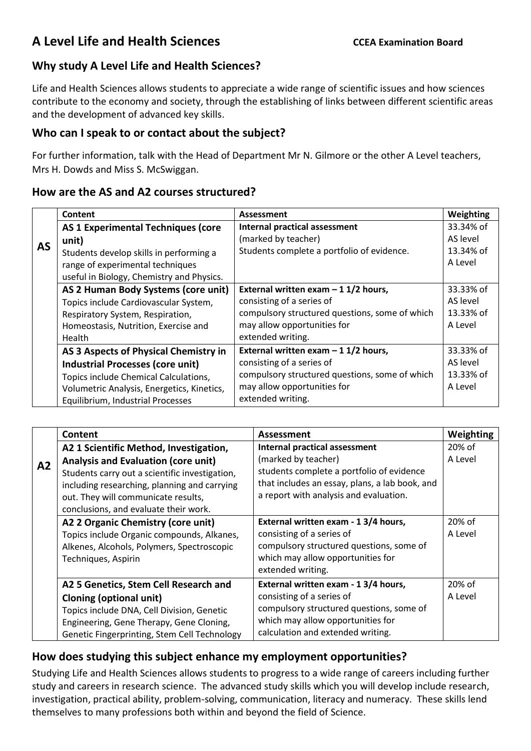# A Level Life and Health Sciences

**CCEA Examination Board**

## Why study A Level Life and Health Sciences?

Life and Health Sciences allows students to appreciate a wide range of scientific issues and how sciences contribute to the economy and society, through the establishing of links between different scientific areas and the development of advanced key skills.

## Who can I speak to or contact about the subject?

For further information, talk with the Head of Department Mr N. Gilmore or the other A Level teachers, Mrs H. Dowds and Miss S. McSwiggan.

## How are the AS and A2 courses structured?

| | Content | Assessment | Weighting |
|---|---|---|---|
| **AS** | **AS 1 Experimental Techniques (core unit)** Students develop skills in performing a range of experimental techniques useful in Biology, Chemistry and Physics. | **Internal practical assessment** (marked by teacher) Students complete a portfolio of evidence. | 33.34% of AS level 13.34% of A Level |
| | **AS 2 Human Body Systems (core unit)** Topics include Cardiovascular System, Respiratory System, Respiration, Homeostasis, Nutrition, Exercise and Health | **External written exam – 1 1/2 hours,** consisting of a series of compulsory structured questions, some of which may allow opportunities for extended writing. | 33.33% of AS level 13.33% of A Level |
| | **AS 3 Aspects of Physical Chemistry in Industrial Processes (core unit)** Topics include Chemical Calculations, Volumetric Analysis, Energetics, Kinetics, Equilibrium, Industrial Processes | **External written exam – 1 1/2 hours,** consisting of a series of compulsory structured questions, some of which may allow opportunities for extended writing. | 33.33% of AS level 13.33% of A Level |

| | Content | Assessment | Weighting |
|---|---|---|---|
| **A2** | **A2 1 Scientific Method, Investigation, Analysis and Evaluation (core unit)** Students carry out a scientific investigation, including researching, planning and carrying out. They will communicate results, conclusions, and evaluate their work. | **Internal practical assessment** (marked by teacher) students complete a portfolio of evidence that includes an essay, plans, a lab book, and a report with analysis and evaluation. | 20% of A Level |
| | **A2 2 Organic Chemistry (core unit)** Topics include Organic compounds, Alkanes, Alkenes, Alcohols, Polymers, Spectroscopic Techniques, Aspirin | **External written exam - 1 3/4 hours,** consisting of a series of compulsory structured questions, some of which may allow opportunities for extended writing. | 20% of A Level |
| | **A2 5 Genetics, Stem Cell Research and Cloning (optional unit)** Topics include DNA, Cell Division, Genetic Engineering, Gene Therapy, Gene Cloning, Genetic Fingerprinting, Stem Cell Technology | **External written exam - 1 3/4 hours,** consisting of a series of compulsory structured questions, some of which may allow opportunities for calculation and extended writing. | 20% of A Level |

## How does studying this subject enhance my employment opportunities?

Studying Life and Health Sciences allows students to progress to a wide range of careers including further study and careers in research science. The advanced study skills which you will develop include research, investigation, practical ability, problem-solving, communication, literacy and numeracy. These skills lend themselves to many professions both within and beyond the field of Science.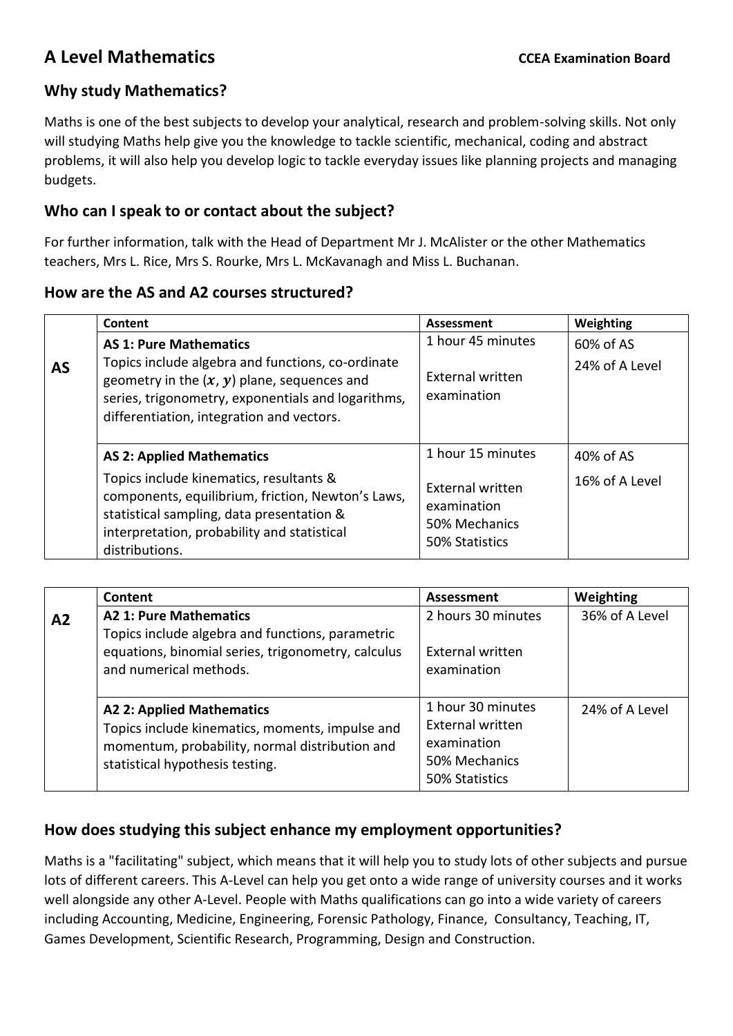# A Level Mathematics

**CCEA Examination Board**

## Why study Mathematics?

Maths is one of the best subjects to develop your analytical, research and problem-solving skills. Not only will studying Maths help give you the knowledge to tackle scientific, mechanical, coding and abstract problems, it will also help you develop logic to tackle everyday issues like planning projects and managing budgets.

## Who can I speak to or contact about the subject?

For further information, talk with the Head of Department Mr J. McAlister or the other Mathematics teachers, Mrs L. Rice, Mrs S. Rourke, Mrs L. McKavanagh and Miss L. Buchanan.

## How are the AS and A2 courses structured?

| | Content | Assessment | Weighting |
|---|---|---|---|
| **AS** | **AS 1: Pure Mathematics**<br>Topics include algebra and functions, co-ordinate geometry in the $(x, y)$ plane, sequences and series, trigonometry, exponentials and logarithms, differentiation, integration and vectors. | 1 hour 45 minutes<br><br>External written examination | 60% of AS<br>24% of A Level |
| | **AS 2: Applied Mathematics**<br>Topics include kinematics, resultants & components, equilibrium, friction, Newton's Laws, statistical sampling, data presentation & interpretation, probability and statistical distributions. | 1 hour 15 minutes<br><br>External written examination<br>50% Mechanics<br>50% Statistics | 40% of AS<br>16% of A Level |

| | Content | Assessment | Weighting |
|---|---|---|---|
| **A2** | **A2 1: Pure Mathematics**<br>Topics include algebra and functions, parametric equations, binomial series, trigonometry, calculus and numerical methods. | 2 hours 30 minutes<br><br>External written examination | 36% of A Level |
| | **A2 2: Applied Mathematics**<br>Topics include kinematics, moments, impulse and momentum, probability, normal distribution and statistical hypothesis testing. | 1 hour 30 minutes<br>External written examination<br>50% Mechanics<br>50% Statistics | 24% of A Level |

## How does studying this subject enhance my employment opportunities?

Maths is a "facilitating" subject, which means that it will help you to study lots of other subjects and pursue lots of different careers. This A-Level can help you get onto a wide range of university courses and it works well alongside any other A-Level. People with Maths qualifications can go into a wide variety of careers including Accounting, Medicine, Engineering, Forensic Pathology, Finance, Consultancy, Teaching, IT, Games Development, Scientific Research, Programming, Design and Construction.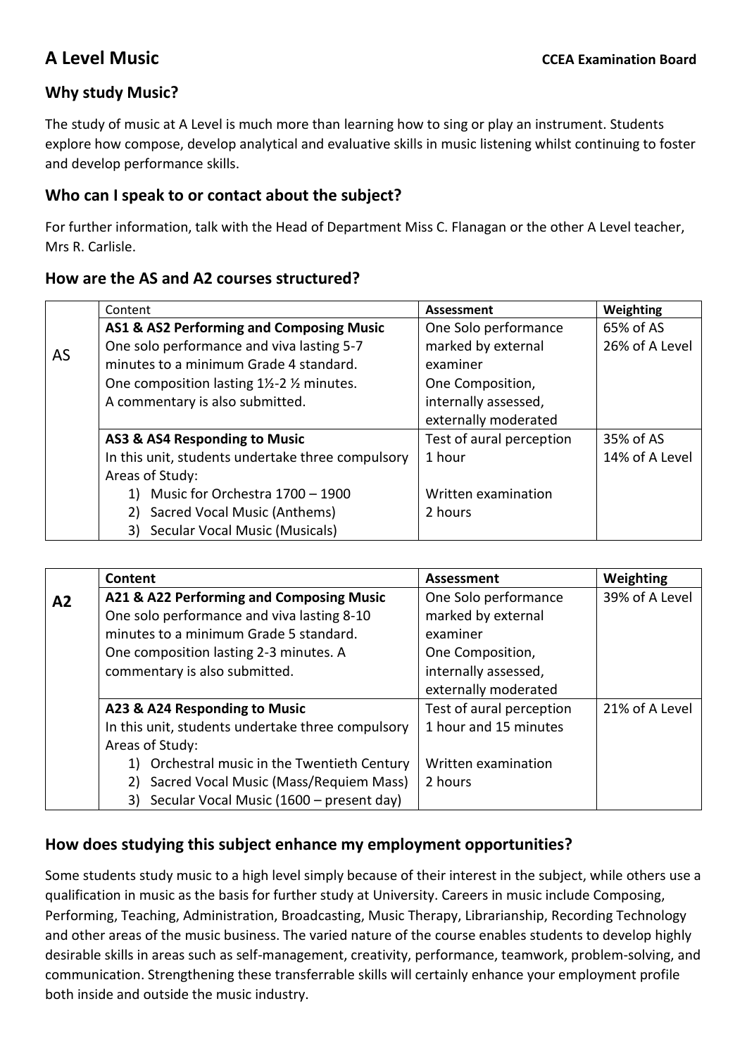# A Level Music

**CCEA Examination Board**

## Why study Music?

The study of music at A Level is much more than learning how to sing or play an instrument. Students explore how compose, develop analytical and evaluative skills in music listening whilst continuing to foster and develop performance skills.

## Who can I speak to or contact about the subject?

For further information, talk with the Head of Department Miss C. Flanagan or the other A Level teacher, Mrs R. Carlisle.

## How are the AS and A2 courses structured?

| | Content | **Assessment** | **Weighting** |
|---|---|---|---|
| AS | **AS1 & AS2 Performing and Composing Music**<br>One solo performance and viva lasting 5-7 minutes to a minimum Grade 4 standard.<br>One composition lasting 1½-2 ½ minutes.<br>A commentary is also submitted. | One Solo performance marked by external examiner<br>One Composition, internally assessed, externally moderated | 65% of AS<br>26% of A Level |
| | **AS3 & AS4 Responding to Music**<br>In this unit, students undertake three compulsory Areas of Study:<br>1) Music for Orchestra 1700 – 1900<br>2) Sacred Vocal Music (Anthems)<br>3) Secular Vocal Music (Musicals) | Test of aural perception<br>1 hour<br><br>Written examination<br>2 hours | 35% of AS<br>14% of A Level |

| | **Content** | **Assessment** | **Weighting** |
|---|---|---|---|
| **A2** | **A21 & A22 Performing and Composing Music**<br>One solo performance and viva lasting 8-10 minutes to a minimum Grade 5 standard.<br>One composition lasting 2-3 minutes. A commentary is also submitted. | One Solo performance marked by external examiner<br>One Composition, internally assessed, externally moderated | 39% of A Level |
| | **A23 & A24 Responding to Music**<br>In this unit, students undertake three compulsory Areas of Study:<br>1) Orchestral music in the Twentieth Century<br>2) Sacred Vocal Music (Mass/Requiem Mass)<br>3) Secular Vocal Music (1600 – present day) | Test of aural perception<br>1 hour and 15 minutes<br><br>Written examination<br>2 hours | 21% of A Level |

## How does studying this subject enhance my employment opportunities?

Some students study music to a high level simply because of their interest in the subject, while others use a qualification in music as the basis for further study at University. Careers in music include Composing, Performing, Teaching, Administration, Broadcasting, Music Therapy, Librarianship, Recording Technology and other areas of the music business. The varied nature of the course enables students to develop highly desirable skills in areas such as self-management, creativity, performance, teamwork, problem-solving, and communication. Strengthening these transferrable skills will certainly enhance your employment profile both inside and outside the music industry.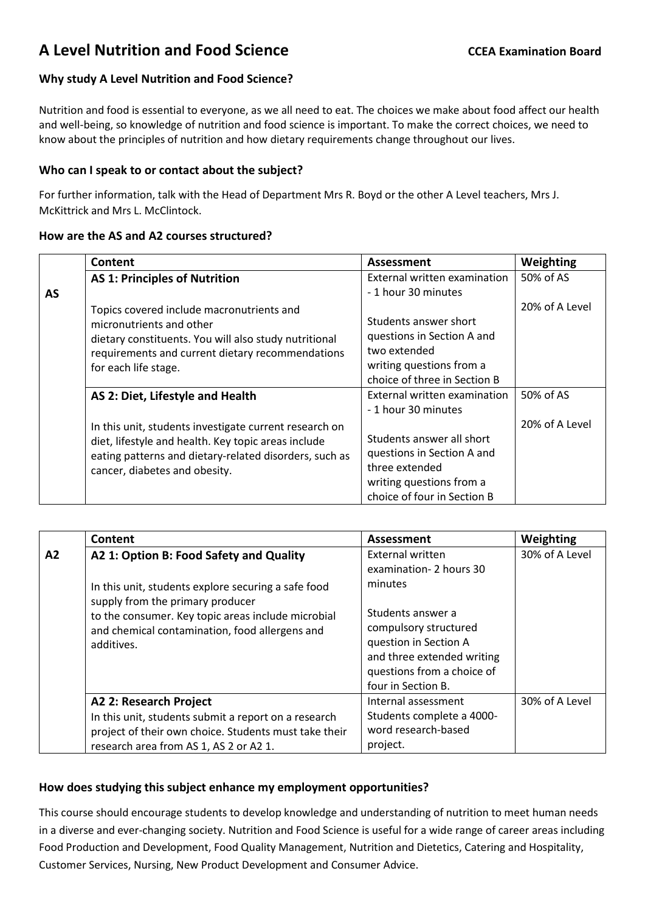# A Level Nutrition and Food Science

**CCEA Examination Board**

### Why study A Level Nutrition and Food Science?

Nutrition and food is essential to everyone, as we all need to eat. The choices we make about food affect our health and well-being, so knowledge of nutrition and food science is important. To make the correct choices, we need to know about the principles of nutrition and how dietary requirements change throughout our lives.

### Who can I speak to or contact about the subject?

For further information, talk with the Head of Department Mrs R. Boyd or the other A Level teachers, Mrs J. McKittrick and Mrs L. McClintock.

### How are the AS and A2 courses structured?

| | Content | Assessment | Weighting |
|---|---|---|---|
| **AS** | **AS 1: Principles of Nutrition**<br><br>Topics covered include macronutrients and micronutrients and other dietary constituents. You will also study nutritional requirements and current dietary recommendations for each life stage. | External written examination - 1 hour 30 minutes<br><br>Students answer short questions in Section A and two extended writing questions from a choice of three in Section B | 50% of AS<br><br>20% of A Level |
| | **AS 2: Diet, Lifestyle and Health**<br><br>In this unit, students investigate current research on diet, lifestyle and health. Key topic areas include eating patterns and dietary-related disorders, such as cancer, diabetes and obesity. | External written examination - 1 hour 30 minutes<br><br>Students answer all short questions in Section A and three extended writing questions from a choice of four in Section B | 50% of AS<br><br>20% of A Level |

| | Content | Assessment | Weighting |
|---|---|---|---|
| **A2** | **A2 1: Option B: Food Safety and Quality**<br><br>In this unit, students explore securing a safe food supply from the primary producer to the consumer. Key topic areas include microbial and chemical contamination, food allergens and additives. | External written examination- 2 hours 30 minutes<br><br>Students answer a compulsory structured question in Section A and three extended writing questions from a choice of four in Section B. | 30% of A Level |
| | **A2 2: Research Project**<br>In this unit, students submit a report on a research project of their own choice. Students must take their research area from AS 1, AS 2 or A2 1. | Internal assessment Students complete a 4000-word research-based project. | 30% of A Level |

### How does studying this subject enhance my employment opportunities?

This course should encourage students to develop knowledge and understanding of nutrition to meet human needs in a diverse and ever-changing society. Nutrition and Food Science is useful for a wide range of career areas including Food Production and Development, Food Quality Management, Nutrition and Dietetics, Catering and Hospitality, Customer Services, Nursing, New Product Development and Consumer Advice.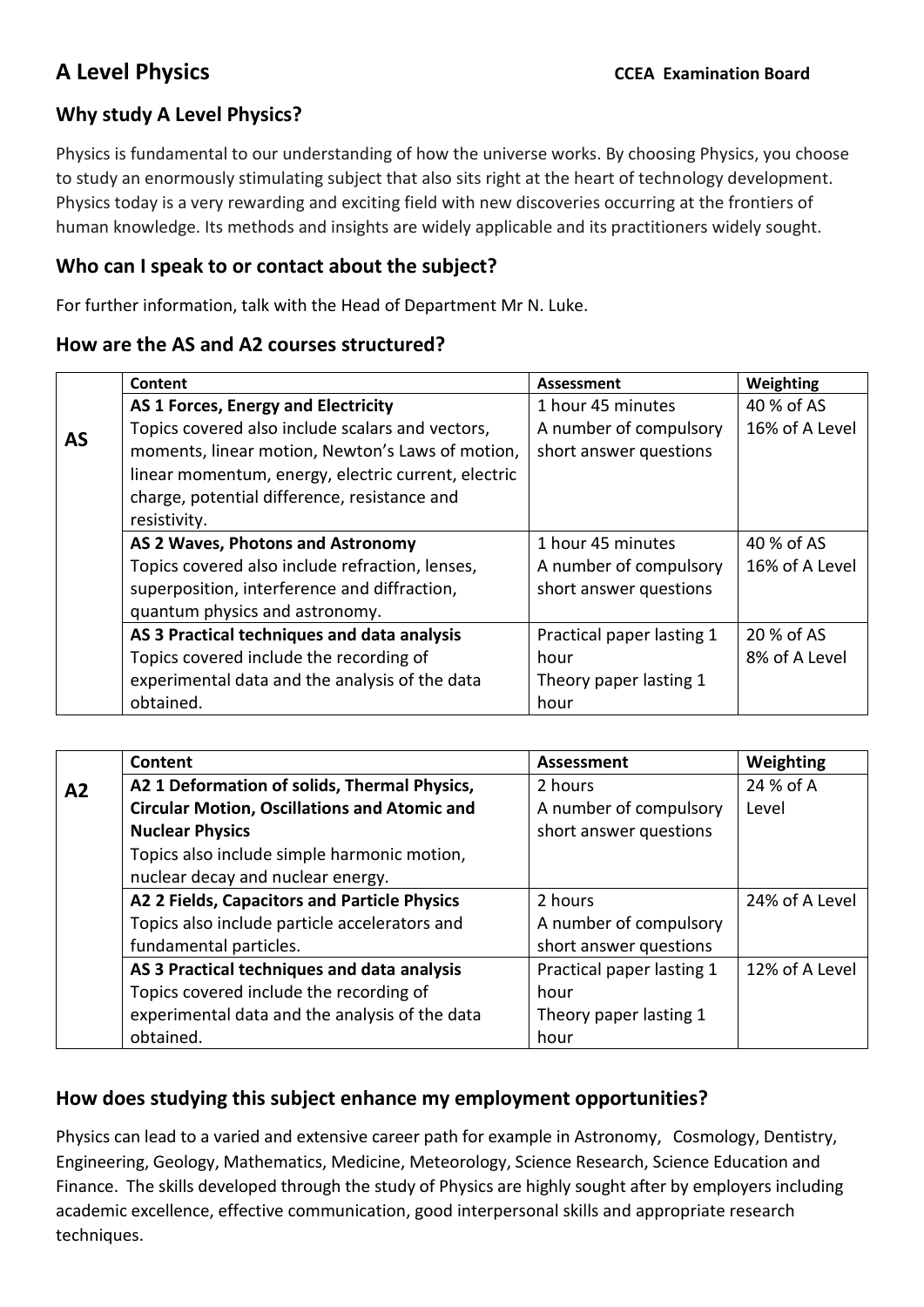# A Level Physics

**CCEA Examination Board**

## Why study A Level Physics?

Physics is fundamental to our understanding of how the universe works. By choosing Physics, you choose to study an enormously stimulating subject that also sits right at the heart of technology development. Physics today is a very rewarding and exciting field with new discoveries occurring at the frontiers of human knowledge. Its methods and insights are widely applicable and its practitioners widely sought.

## Who can I speak to or contact about the subject?

For further information, talk with the Head of Department Mr N. Luke.

## How are the AS and A2 courses structured?

| | Content | Assessment | Weighting |
|---|---|---|---|
| **AS** | **AS 1 Forces, Energy and Electricity**<br>Topics covered also include scalars and vectors, moments, linear motion, Newton's Laws of motion, linear momentum, energy, electric current, electric charge, potential difference, resistance and resistivity. | 1 hour 45 minutes<br>A number of compulsory short answer questions | 40 % of AS<br>16% of A Level |
| | **AS 2 Waves, Photons and Astronomy**<br>Topics covered also include refraction, lenses, superposition, interference and diffraction, quantum physics and astronomy. | 1 hour 45 minutes<br>A number of compulsory short answer questions | 40 % of AS<br>16% of A Level |
| | **AS 3 Practical techniques and data analysis**<br>Topics covered include the recording of experimental data and the analysis of the data obtained. | Practical paper lasting 1 hour<br>Theory paper lasting 1 hour | 20 % of AS<br>8% of A Level |

| | Content | Assessment | Weighting |
|---|---|---|---|
| **A2** | **A2 1 Deformation of solids, Thermal Physics, Circular Motion, Oscillations and Atomic and Nuclear Physics**<br>Topics also include simple harmonic motion, nuclear decay and nuclear energy. | 2 hours<br>A number of compulsory short answer questions | 24 % of A Level |
| | **A2 2 Fields, Capacitors and Particle Physics**<br>Topics also include particle accelerators and fundamental particles. | 2 hours<br>A number of compulsory short answer questions | 24% of A Level |
| | **AS 3 Practical techniques and data analysis**<br>Topics covered include the recording of experimental data and the analysis of the data obtained. | Practical paper lasting 1 hour<br>Theory paper lasting 1 hour | 12% of A Level |

## How does studying this subject enhance my employment opportunities?

Physics can lead to a varied and extensive career path for example in Astronomy, Cosmology, Dentistry, Engineering, Geology, Mathematics, Medicine, Meteorology, Science Research, Science Education and Finance. The skills developed through the study of Physics are highly sought after by employers including academic excellence, effective communication, good interpersonal skills and appropriate research techniques.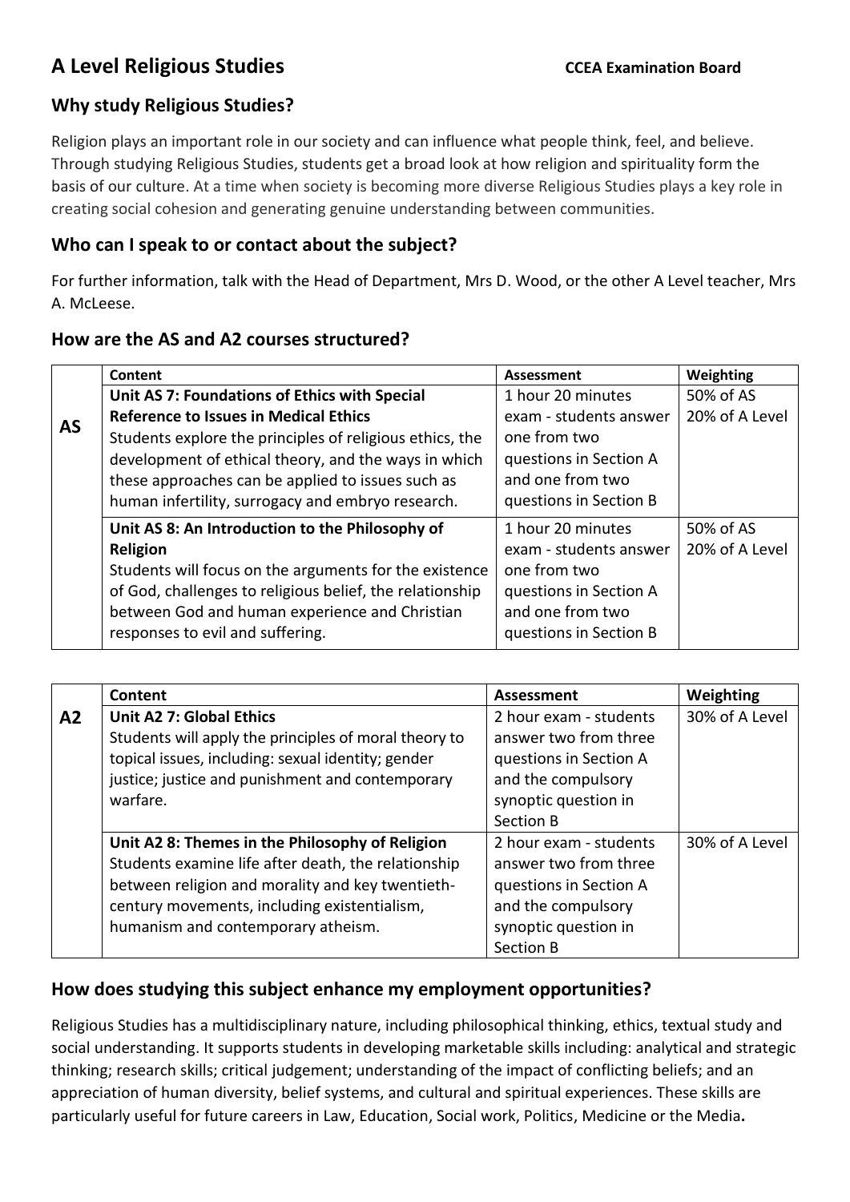# A Level Religious Studies

**CCEA Examination Board**

## Why study Religious Studies?

Religion plays an important role in our society and can influence what people think, feel, and believe. Through studying Religious Studies, students get a broad look at how religion and spirituality form the basis of our culture. At a time when society is becoming more diverse Religious Studies plays a key role in creating social cohesion and generating genuine understanding between communities.

## Who can I speak to or contact about the subject?

For further information, talk with the Head of Department, Mrs D. Wood, or the other A Level teacher, Mrs A. McLeese.

## How are the AS and A2 courses structured?

| | Content | Assessment | Weighting |
|---|---|---|---|
| **AS** | **Unit AS 7: Foundations of Ethics with Special Reference to Issues in Medical Ethics** Students explore the principles of religious ethics, the development of ethical theory, and the ways in which these approaches can be applied to issues such as human infertility, surrogacy and embryo research. | 1 hour 20 minutes exam - students answer one from two questions in Section A and one from two questions in Section B | 50% of AS 20% of A Level |
| | **Unit AS 8: An Introduction to the Philosophy of Religion** Students will focus on the arguments for the existence of God, challenges to religious belief, the relationship between God and human experience and Christian responses to evil and suffering. | 1 hour 20 minutes exam - students answer one from two questions in Section A and one from two questions in Section B | 50% of AS 20% of A Level |

| | Content | Assessment | Weighting |
|---|---|---|---|
| **A2** | **Unit A2 7: Global Ethics** Students will apply the principles of moral theory to topical issues, including: sexual identity; gender justice; justice and punishment and contemporary warfare. | 2 hour exam - students answer two from three questions in Section A and the compulsory synoptic question in Section B | 30% of A Level |
| | **Unit A2 8: Themes in the Philosophy of Religion** Students examine life after death, the relationship between religion and morality and key twentieth-century movements, including existentialism, humanism and contemporary atheism. | 2 hour exam - students answer two from three questions in Section A and the compulsory synoptic question in Section B | 30% of A Level |

## How does studying this subject enhance my employment opportunities?

Religious Studies has a multidisciplinary nature, including philosophical thinking, ethics, textual study and social understanding. It supports students in developing marketable skills including: analytical and strategic thinking; research skills; critical judgement; understanding of the impact of conflicting beliefs; and an appreciation of human diversity, belief systems, and cultural and spiritual experiences. These skills are particularly useful for future careers in Law, Education, Social work, Politics, Medicine or the Media**.**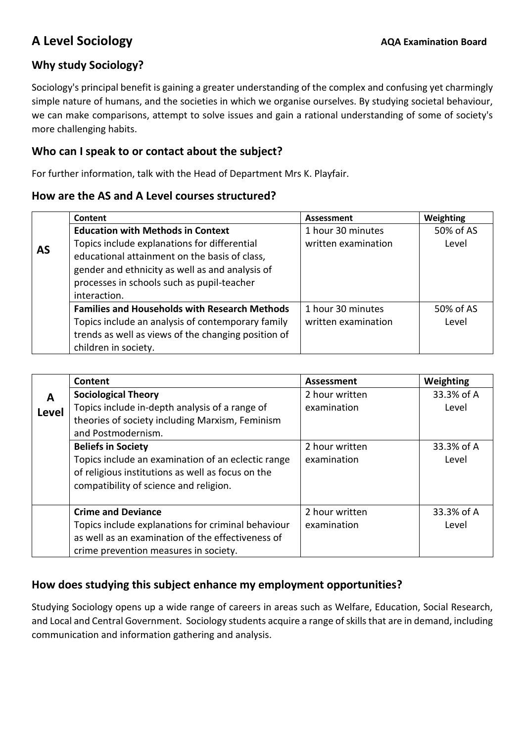# A Level Sociology

**AQA Examination Board**

## Why study Sociology?

Sociology's principal benefit is gaining a greater understanding of the complex and confusing yet charmingly simple nature of humans, and the societies in which we organise ourselves. By studying societal behaviour, we can make comparisons, attempt to solve issues and gain a rational understanding of some of society's more challenging habits.

## Who can I speak to or contact about the subject?

For further information, talk with the Head of Department Mrs K. Playfair.

## How are the AS and A Level courses structured?

| | Content | Assessment | Weighting |
|---|---|---|---|
| **AS** | **Education with Methods in Context**<br>Topics include explanations for differential educational attainment on the basis of class, gender and ethnicity as well as analysis of processes in schools such as pupil-teacher interaction. | 1 hour 30 minutes written examination | 50% of AS Level |
| | **Families and Households with Research Methods**<br>Topics include an analysis of contemporary family trends as well as views of the changing position of children in society. | 1 hour 30 minutes written examination | 50% of AS Level |

| | Content | Assessment | Weighting |
|---|---|---|---|
| **A Level** | **Sociological Theory**<br>Topics include in-depth analysis of a range of theories of society including Marxism, Feminism and Postmodernism. | 2 hour written examination | 33.3% of A Level |
| | **Beliefs in Society**<br>Topics include an examination of an eclectic range of religious institutions as well as focus on the compatibility of science and religion. | 2 hour written examination | 33.3% of A Level |
| | **Crime and Deviance**<br>Topics include explanations for criminal behaviour as well as an examination of the effectiveness of crime prevention measures in society. | 2 hour written examination | 33.3% of A Level |

## How does studying this subject enhance my employment opportunities?

Studying Sociology opens up a wide range of careers in areas such as Welfare, Education, Social Research, and Local and Central Government. Sociology students acquire a range of skills that are in demand, including communication and information gathering and analysis.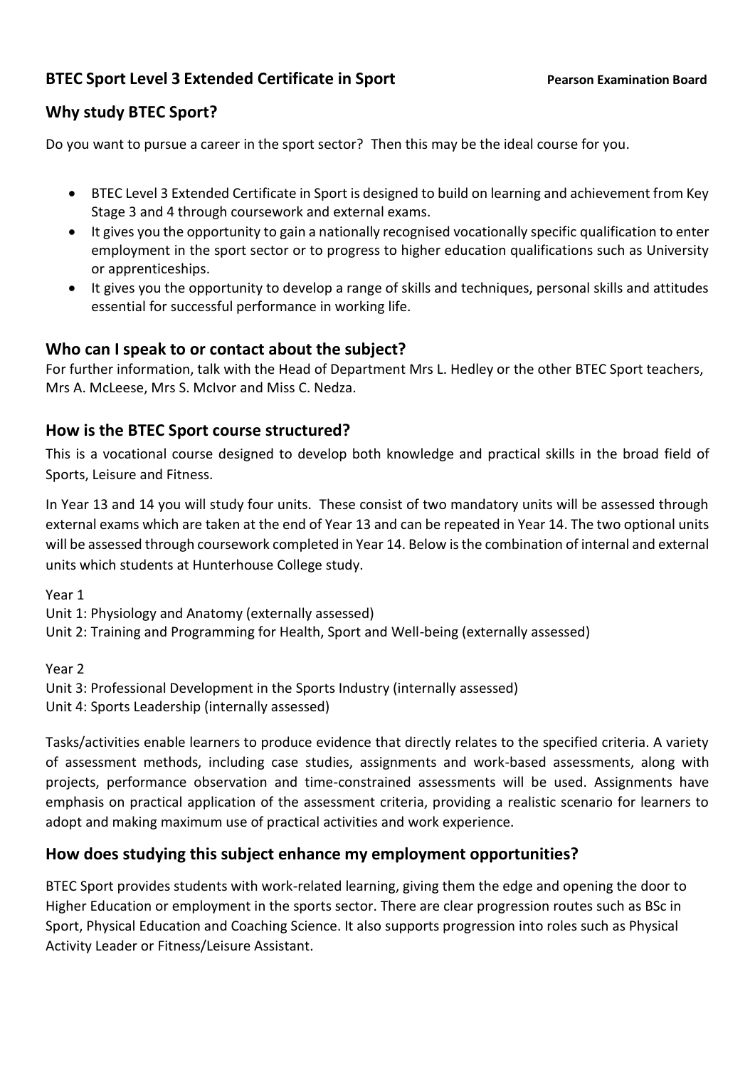# BTEC Sport Level 3 Extended Certificate in Sport

**Pearson Examination Board**

## Why study BTEC Sport?

Do you want to pursue a career in the sport sector? Then this may be the ideal course for you.

- BTEC Level 3 Extended Certificate in Sport is designed to build on learning and achievement from Key Stage 3 and 4 through coursework and external exams.
- It gives you the opportunity to gain a nationally recognised vocationally specific qualification to enter employment in the sport sector or to progress to higher education qualifications such as University or apprenticeships.
- It gives you the opportunity to develop a range of skills and techniques, personal skills and attitudes essential for successful performance in working life.

## Who can I speak to or contact about the subject?

For further information, talk with the Head of Department Mrs L. Hedley or the other BTEC Sport teachers, Mrs A. McLeese, Mrs S. McIvor and Miss C. Nedza.

## How is the BTEC Sport course structured?

This is a vocational course designed to develop both knowledge and practical skills in the broad field of Sports, Leisure and Fitness.

In Year 13 and 14 you will study four units. These consist of two mandatory units will be assessed through external exams which are taken at the end of Year 13 and can be repeated in Year 14. The two optional units will be assessed through coursework completed in Year 14. Below is the combination of internal and external units which students at Hunterhouse College study.

Year 1
Unit 1: Physiology and Anatomy (externally assessed)
Unit 2: Training and Programming for Health, Sport and Well-being (externally assessed)

Year 2
Unit 3: Professional Development in the Sports Industry (internally assessed)
Unit 4: Sports Leadership (internally assessed)

Tasks/activities enable learners to produce evidence that directly relates to the specified criteria. A variety of assessment methods, including case studies, assignments and work-based assessments, along with projects, performance observation and time-constrained assessments will be used. Assignments have emphasis on practical application of the assessment criteria, providing a realistic scenario for learners to adopt and making maximum use of practical activities and work experience.

## How does studying this subject enhance my employment opportunities?

BTEC Sport provides students with work-related learning, giving them the edge and opening the door to Higher Education or employment in the sports sector. There are clear progression routes such as BSc in Sport, Physical Education and Coaching Science. It also supports progression into roles such as Physical Activity Leader or Fitness/Leisure Assistant.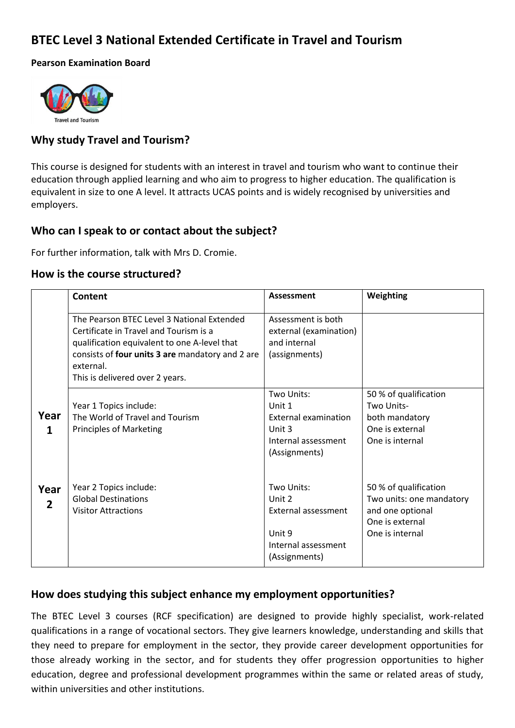# BTEC Level 3 National Extended Certificate in Travel and Tourism

**Pearson Examination Board**

Travel and Tourism

## Why study Travel and Tourism?

This course is designed for students with an interest in travel and tourism who want to continue their education through applied learning and who aim to progress to higher education. The qualification is equivalent in size to one A level. It attracts UCAS points and is widely recognised by universities and employers.

## Who can I speak to or contact about the subject?

For further information, talk with Mrs D. Cromie.

## How is the course structured?

| | Content | Assessment | Weighting |
|---|---|---|---|
| | The Pearson BTEC Level 3 National Extended Certificate in Travel and Tourism is a qualification equivalent to one A-level that consists of **four units 3 are** mandatory and 2 are external.<br>This is delivered over 2 years. | Assessment is both external (examination) and internal (assignments) | |
| **Year 1** | Year 1 Topics include:<br>The World of Travel and Tourism<br>Principles of Marketing | Two Units:<br>Unit 1<br>External examination<br>Unit 3<br>Internal assessment (Assignments) | 50 % of qualification<br>Two Units-<br>both mandatory<br>One is external<br>One is internal |
| **Year 2** | Year 2 Topics include:<br>Global Destinations<br>Visitor Attractions | Two Units:<br>Unit 2<br>External assessment<br><br>Unit 9<br>Internal assessment (Assignments) | 50 % of qualification<br>Two units: one mandatory and one optional<br>One is external<br>One is internal |

## How does studying this subject enhance my employment opportunities?

The BTEC Level 3 courses (RCF specification) are designed to provide highly specialist, work-related qualifications in a range of vocational sectors. They give learners knowledge, understanding and skills that they need to prepare for employment in the sector, they provide career development opportunities for those already working in the sector, and for students they offer progression opportunities to higher education, degree and professional development programmes within the same or related areas of study, within universities and other institutions.